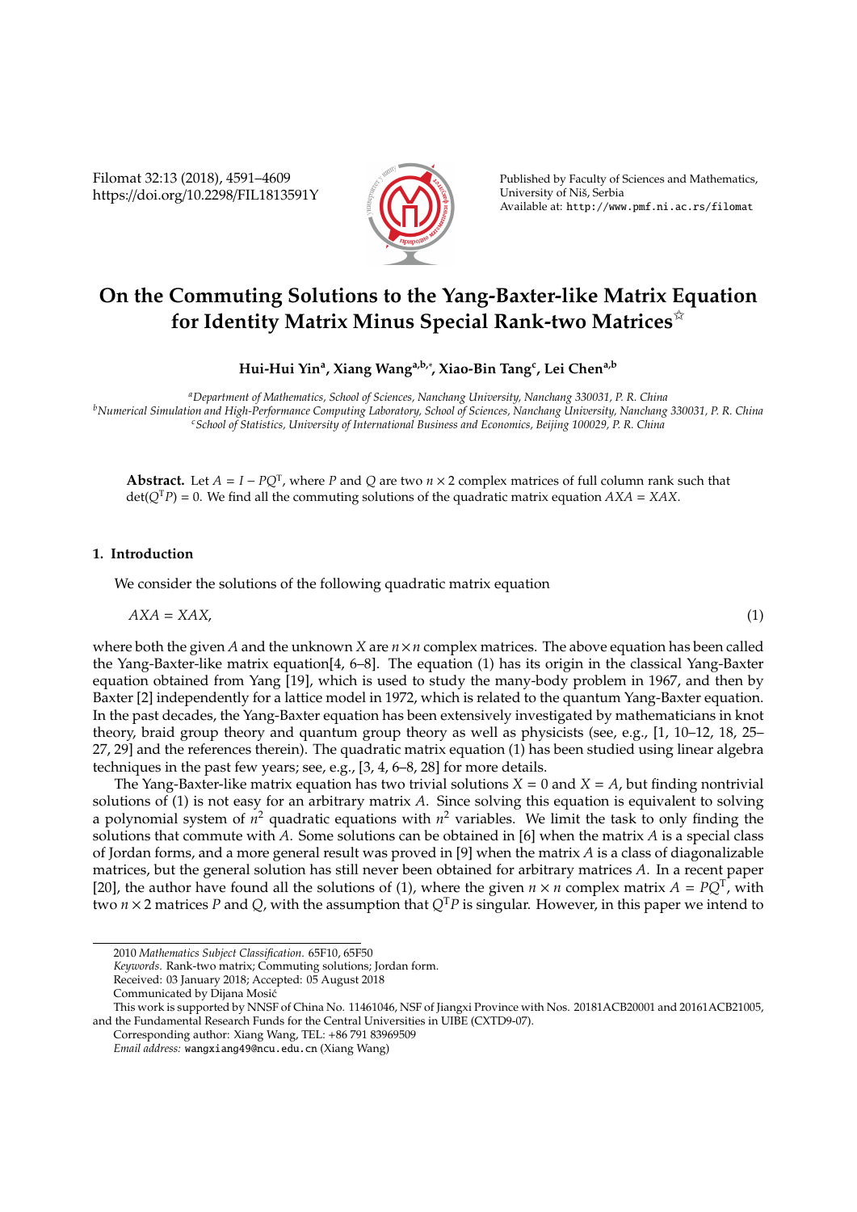# On the Commuting Solutions to the Yang-Baxter-like Matrix Equation for Identity Matrix Minus Special Rank-two Matrices[☆]

**Hui-Hui Yin[a], Xiang Wang[a,b,*], Xiao-Bin Tang[c], Lei Chen[a,b]**

[a] *Department of Mathematics, School of Sciences, Nanchang University, Nanchang 330031, P. R. China*
[b] *Numerical Simulation and High-Performance Computing Laboratory, School of Sciences, Nanchang University, Nanchang 330031, P. R. China*
[c] *School of Statistics, University of International Business and Economics, Beijing 100029, P. R. China*

**Abstract.** Let $A = I - PQ^{\mathrm{T}}$, where $P$ and $Q$ are two $n \times 2$ complex matrices of full column rank such that $\det(Q^{\mathrm{T}}P) = 0$. We find all the commuting solutions of the quadratic matrix equation $AXA = XAX$.

## 1. Introduction

We consider the solutions of the following quadratic matrix equation

$$AXA = XAX, \tag{1}$$

where both the given $A$ and the unknown $X$ are $n \times n$ complex matrices. The above equation has been called the Yang-Baxter-like matrix equation[4, 6–8]. The equation (1) has its origin in the classical Yang-Baxter equation obtained from Yang [19], which is used to study the many-body problem in 1967, and then by Baxter [2] independently for a lattice model in 1972, which is related to the quantum Yang-Baxter equation. In the past decades, the Yang-Baxter equation has been extensively investigated by mathematicians in knot theory, braid group theory and quantum group theory as well as physicists (see, e.g., [1, 10–12, 18, 25–27, 29] and the references therein). The quadratic matrix equation (1) has been studied using linear algebra techniques in the past few years; see, e.g., [3, 4, 6–8, 28] for more details.

The Yang-Baxter-like matrix equation has two trivial solutions $X = 0$ and $X = A$, but finding nontrivial solutions of (1) is not easy for an arbitrary matrix $A$. Since solving this equation is equivalent to solving a polynomial system of $n^2$ quadratic equations with $n^2$ variables. We limit the task to only finding the solutions that commute with $A$. Some solutions can be obtained in [6] when the matrix $A$ is a special class of Jordan forms, and a more general result was proved in [9] when the matrix $A$ is a class of diagonalizable matrices, but the general solution has still never been obtained for arbitrary matrices $A$. In a recent paper [20], the author have found all the solutions of (1), where the given $n \times n$ complex matrix $A = PQ^{\mathrm{T}}$, with two $n \times 2$ matrices $P$ and $Q$, with the assumption that $Q^{\mathrm{T}}P$ is singular. However, in this paper we intend to

---

2010 *Mathematics Subject Classification*. 65F10, 65F50

*Keywords*. Rank-two matrix; Commuting solutions; Jordan form.

Received: 03 January 2018; Accepted: 05 August 2018

Communicated by Dijana Mosić

This work is supported by NNSF of China No. 11461046, NSF of Jiangxi Province with Nos. 20181ACB20001 and 20161ACB21005, and the Fundamental Research Funds for the Central Universities in UIBE (CXTD9-07).

Corresponding author: Xiang Wang, TEL: +86 791 83969509

*Email address:* wangxiang49@ncu.edu.cn (Xiang Wang)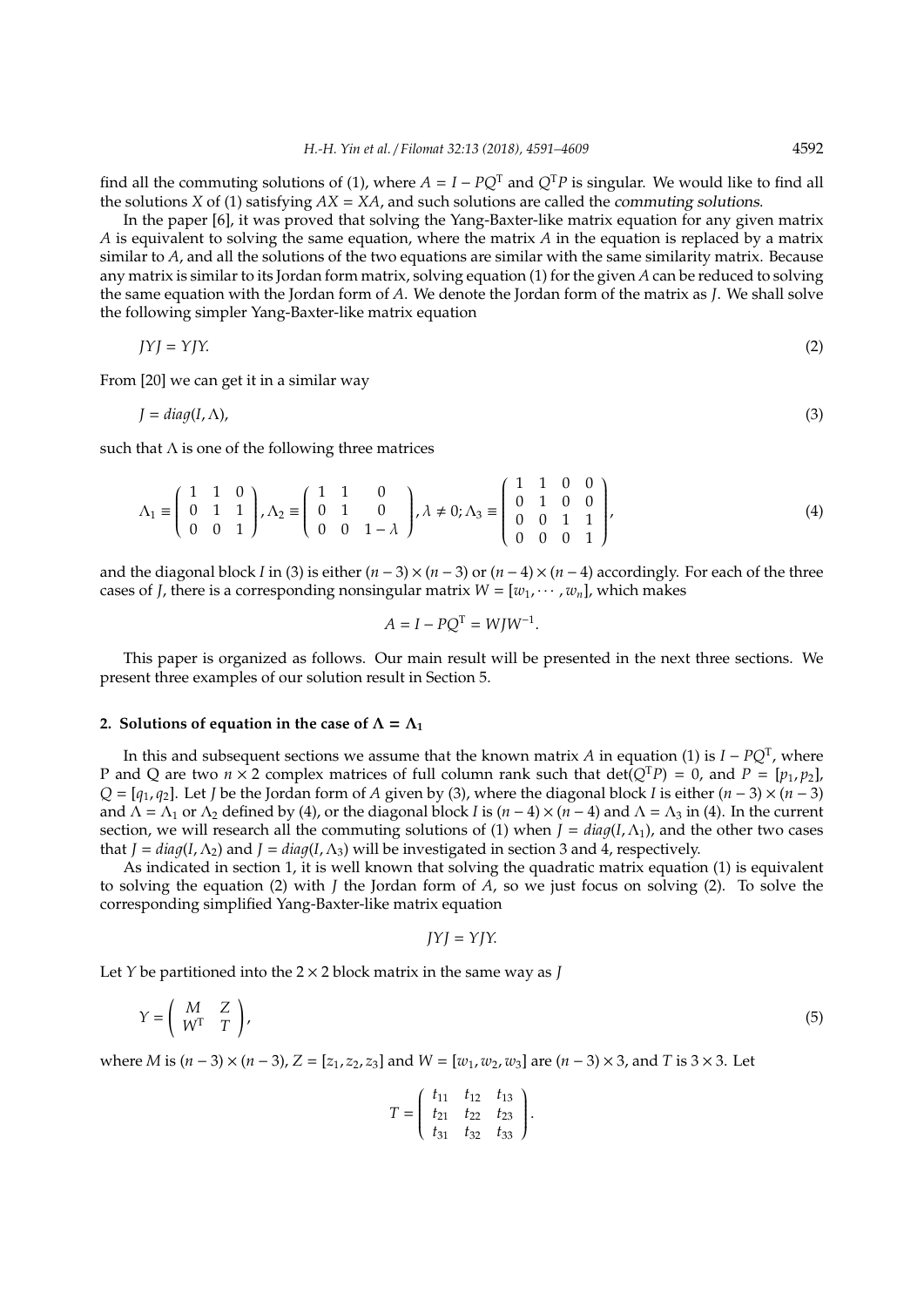find all the commuting solutions of (1), where $A = I - PQ^{\mathrm{T}}$ and $Q^{\mathrm{T}}P$ is singular. We would like to find all the solutions $X$ of (1) satisfying $AX = XA$, and such solutions are called the *commuting solutions*.

In the paper [6], it was proved that solving the Yang-Baxter-like matrix equation for any given matrix $A$ is equivalent to solving the same equation, where the matrix $A$ in the equation is replaced by a matrix similar to $A$, and all the solutions of the two equations are similar with the same similarity matrix. Because any matrix is similar to its Jordan form matrix, solving equation (1) for the given $A$ can be reduced to solving the same equation with the Jordan form of $A$. We denote the Jordan form of the matrix as $J$. We shall solve the following simpler Yang-Baxter-like matrix equation

$$JYJ = YJY. \tag{2}$$

From [20] we can get it in a similar way

$$J = diag(I, \Lambda), \tag{3}$$

such that $\Lambda$ is one of the following three matrices

$$\Lambda_1 \equiv \begin{pmatrix} 1 & 1 & 0 \\ 0 & 1 & 1 \\ 0 & 0 & 1 \end{pmatrix}, \Lambda_2 \equiv \begin{pmatrix} 1 & 1 & 0 \\ 0 & 1 & 0 \\ 0 & 0 & 1-\lambda \end{pmatrix}, \lambda \neq 0; \Lambda_3 \equiv \begin{pmatrix} 1 & 1 & 0 & 0 \\ 0 & 1 & 0 & 0 \\ 0 & 0 & 1 & 1 \\ 0 & 0 & 0 & 1 \end{pmatrix}, \tag{4}$$

and the diagonal block $I$ in (3) is either $(n-3)\times(n-3)$ or $(n-4)\times(n-4)$ accordingly. For each of the three cases of $J$, there is a corresponding nonsingular matrix $W = [w_1, \cdots, w_n]$, which makes

$$A = I - PQ^{\mathrm{T}} = WJW^{-1}.$$

This paper is organized as follows. Our main result will be presented in the next three sections. We present three examples of our solution result in Section 5.

## 2. Solutions of equation in the case of $\Lambda = \Lambda_1$

In this and subsequent sections we assume that the known matrix $A$ in equation (1) is $I - PQ^{\mathrm{T}}$, where P and Q are two $n \times 2$ complex matrices of full column rank such that $\det(Q^{\mathrm{T}}P) = 0$, and $P = [p_1, p_2]$, $Q = [q_1, q_2]$. Let $J$ be the Jordan form of $A$ given by (3), where the diagonal block $I$ is either $(n-3)\times(n-3)$ and $\Lambda = \Lambda_1$ or $\Lambda_2$ defined by (4), or the diagonal block $I$ is $(n-4)\times(n-4)$ and $\Lambda = \Lambda_3$ in (4). In the current section, we will research all the commuting solutions of (1) when $J = diag(I, \Lambda_1)$, and the other two cases that $J = diag(I, \Lambda_2)$ and $J = diag(I, \Lambda_3)$ will be investigated in section 3 and 4, respectively.

As indicated in section 1, it is well known that solving the quadratic matrix equation (1) is equivalent to solving the equation (2) with $J$ the Jordan form of $A$, so we just focus on solving (2). To solve the corresponding simplified Yang-Baxter-like matrix equation

$$JYJ = YJY.$$

Let $Y$ be partitioned into the $2 \times 2$ block matrix in the same way as $J$

$$Y = \begin{pmatrix} M & Z \\ W^{\mathrm{T}} & T \end{pmatrix}, \tag{5}$$

where $M$ is $(n-3)\times(n-3)$, $Z = [z_1, z_2, z_3]$ and $W = [w_1, w_2, w_3]$ are $(n-3)\times 3$, and $T$ is $3 \times 3$. Let

$$T = \begin{pmatrix} t_{11} & t_{12} & t_{13} \\ t_{21} & t_{22} & t_{23} \\ t_{31} & t_{32} & t_{33} \end{pmatrix}.$$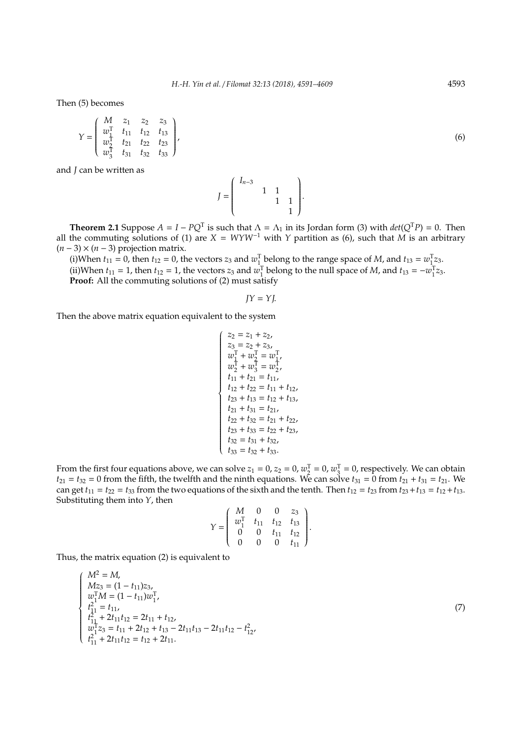Then (5) becomes

$$Y = \begin{pmatrix} M & z_1 & z_2 & z_3 \\ w_1^{\mathrm{T}} & t_{11} & t_{12} & t_{13} \\ w_2^{\mathrm{T}} & t_{21} & t_{22} & t_{23} \\ w_3^{\mathrm{T}} & t_{31} & t_{32} & t_{33} \end{pmatrix}, \tag{6}$$

and $J$ can be written as

$$J = \begin{pmatrix} I_{n-3} & & & \\ & 1 & 1 & \\ & & 1 & 1 \\ & & & 1 \end{pmatrix}.$$

**Theorem 2.1** Suppose $A = I - PQ^{\mathrm{T}}$ is such that $\Lambda = \Lambda_1$ in its Jordan form (3) with $det(Q^{\mathrm{T}}P) = 0$. Then all the commuting solutions of (1) are $X = WYW^{-1}$ with $Y$ partition as (6), such that $M$ is an arbitrary $(n-3) \times (n-3)$ projection matrix.

(i)When $t_{11} = 0$, then $t_{12} = 0$, the vectors $z_3$ and $w_1^{\mathrm{T}}$ belong to the range space of $M$, and $t_{13} = w_1^{\mathrm{T}} z_3$.

(ii)When $t_{11} = 1$, then $t_{12} = 1$, the vectors $z_3$ and $w_1^{\mathrm{T}}$ belong to the null space of $M$, and $t_{13} = -w_1^{\mathrm{T}} z_3$.

**Proof:** All the commuting solutions of (2) must satisfy

$$JY = YJ.$$

Then the above matrix equation equivalent to the system

$$\begin{cases} z_2 = z_1 + z_2, \\ z_3 = z_2 + z_3, \\ w_1^{\mathrm{T}} + w_2^{\mathrm{T}} = w_1^{\mathrm{T}}, \\ w_2^{\mathrm{T}} + w_3^{\mathrm{T}} = w_2^{\mathrm{T}}, \\ t_{11} + t_{21} = t_{11}, \\ t_{12} + t_{22} = t_{11} + t_{12}, \\ t_{23} + t_{13} = t_{12} + t_{13}, \\ t_{21} + t_{31} = t_{21}, \\ t_{22} + t_{32} = t_{21} + t_{22}, \\ t_{23} + t_{33} = t_{22} + t_{23}, \\ t_{32} = t_{31} + t_{32}, \\ t_{33} = t_{32} + t_{33}. \end{cases}$$

From the first four equations above, we can solve $z_1 = 0$, $z_2 = 0$, $w_2^{\mathrm{T}} = 0$, $w_3^{\mathrm{T}} = 0$, respectively. We can obtain $t_{21} = t_{32} = 0$ from the fifth, the twelfth and the ninth equations. We can solve $t_{31} = 0$ from $t_{21} + t_{31} = t_{21}$. We can get $t_{11} = t_{22} = t_{33}$ from the two equations of the sixth and the tenth. Then $t_{12} = t_{23}$ from $t_{23} + t_{13} = t_{12} + t_{13}$. Substituting them into $Y$, then

$$Y = \begin{pmatrix} M & 0 & 0 & z_3 \\ w_1^{\mathrm{T}} & t_{11} & t_{12} & t_{13} \\ 0 & 0 & t_{11} & t_{12} \\ 0 & 0 & 0 & t_{11} \end{pmatrix}.$$

Thus, the matrix equation (2) is equivalent to

$$\begin{cases} M^2 = M, \\ Mz_3 = (1 - t_{11})z_3, \\ w_1^{\mathrm{T}} M = (1 - t_{11})w_1^{\mathrm{T}}, \\ t_{11}^2 = t_{11}, \\ t_{11}^2 + 2t_{11}t_{12} = 2t_{11} + t_{12}, \\ w_1^{\mathrm{T}} z_3 = t_{11} + 2t_{12} + t_{13} - 2t_{11}t_{13} - 2t_{11}t_{12} - t_{12}^2, \\ t_{11}^2 + 2t_{11}t_{12} = t_{12} + 2t_{11}. \end{cases} \tag{7}$$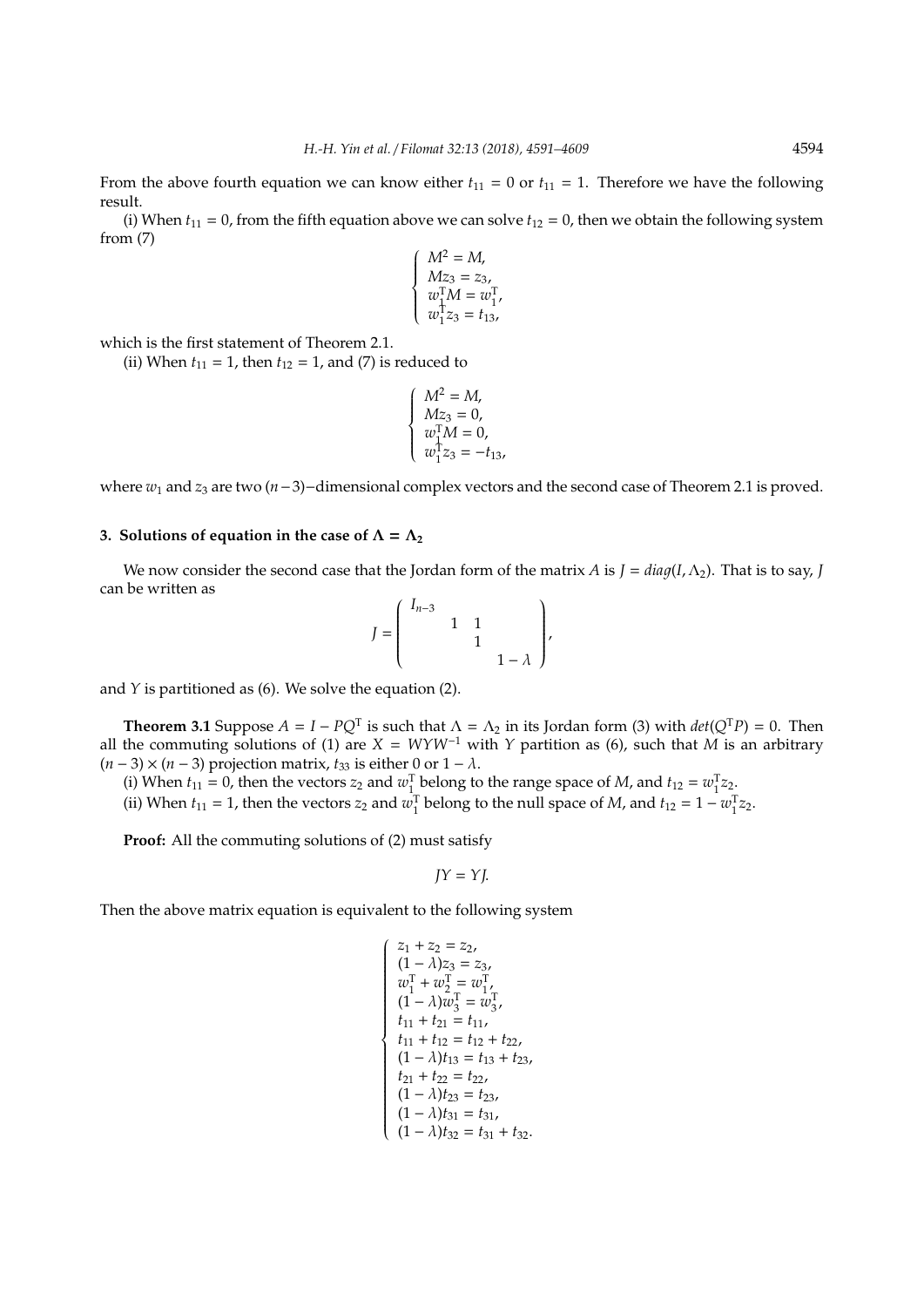From the above fourth equation we can know either $t_{11} = 0$ or $t_{11} = 1$. Therefore we have the following result.

(i) When $t_{11} = 0$, from the fifth equation above we can solve $t_{12} = 0$, then we obtain the following system from (7)

$$\begin{cases} M^2 = M, \\ Mz_3 = z_3, \\ w_1^{\mathrm{T}} M = w_1^{\mathrm{T}}, \\ w_1^{\mathrm{T}} z_3 = t_{13}, \end{cases}$$

which is the first statement of Theorem 2.1.

(ii) When $t_{11} = 1$, then $t_{12} = 1$, and (7) is reduced to

$$\begin{cases} M^2 = M, \\ Mz_3 = 0, \\ w_1^{\mathrm{T}} M = 0, \\ w_1^{\mathrm{T}} z_3 = -t_{13}, \end{cases}$$

where $w_1$ and $z_3$ are two $(n-3)-$dimensional complex vectors and the second case of Theorem 2.1 is proved.

## 3. Solutions of equation in the case of $\Lambda = \Lambda_2$

We now consider the second case that the Jordan form of the matrix $A$ is $J = diag(I, \Lambda_2)$. That is to say, $J$ can be written as

$$J = \begin{pmatrix} I_{n-3} & & & \\ & 1 & 1 & \\ & & 1 & \\ & & & 1-\lambda \end{pmatrix},$$

and $Y$ is partitioned as (6). We solve the equation (2).

**Theorem 3.1** Suppose $A = I - PQ^{\mathrm{T}}$ is such that $\Lambda = \Lambda_2$ in its Jordan form (3) with $det(Q^{\mathrm{T}} P) = 0$. Then all the commuting solutions of (1) are $X = WYW^{-1}$ with $Y$ partition as (6), such that $M$ is an arbitrary $(n-3) \times (n-3)$ projection matrix, $t_{33}$ is either 0 or $1 - \lambda$.

(i) When $t_{11} = 0$, then the vectors $z_2$ and $w_1^{\mathrm{T}}$ belong to the range space of $M$, and $t_{12} = w_1^{\mathrm{T}} z_2$.

(ii) When $t_{11} = 1$, then the vectors $z_2$ and $w_1^{\mathrm{T}}$ belong to the null space of $M$, and $t_{12} = 1 - w_1^{\mathrm{T}} z_2$.

**Proof:** All the commuting solutions of (2) must satisfy

$$JY = YJ.$$

Then the above matrix equation is equivalent to the following system

$$\begin{cases} z_1 + z_2 = z_2, \\ (1-\lambda) z_3 = z_3, \\ w_1^{\mathrm{T}} + w_2^{\mathrm{T}} = w_1^{\mathrm{T}}, \\ (1-\lambda) w_3^{\mathrm{T}} = w_3^{\mathrm{T}}, \\ t_{11} + t_{21} = t_{11}, \\ t_{11} + t_{12} = t_{12} + t_{22}, \\ (1-\lambda) t_{13} = t_{13} + t_{23}, \\ t_{21} + t_{22} = t_{22}, \\ (1-\lambda) t_{23} = t_{23}, \\ (1-\lambda) t_{31} = t_{31}, \\ (1-\lambda) t_{32} = t_{31} + t_{32}. \end{cases}$$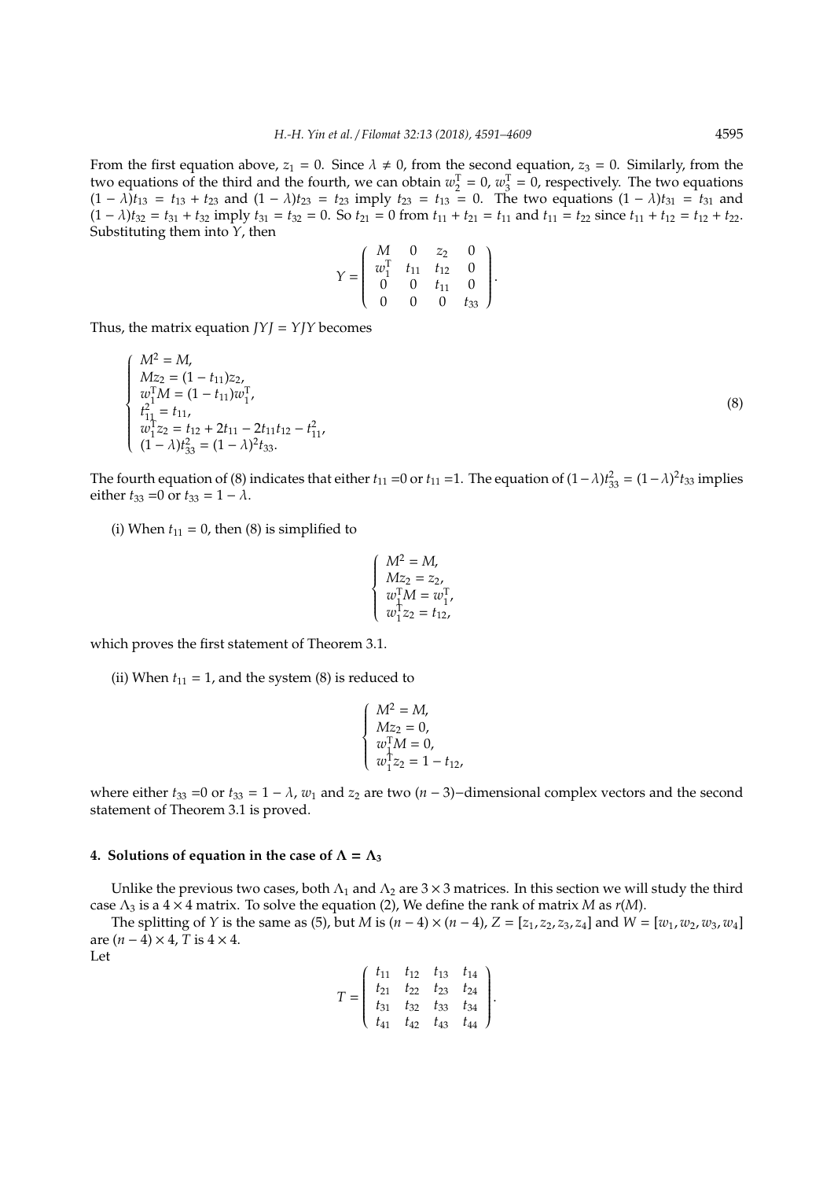From the first equation above, $z_1 = 0$. Since $\lambda \neq 0$, from the second equation, $z_3 = 0$. Similarly, from the two equations of the third and the fourth, we can obtain $w_2^{\mathrm{T}} = 0$, $w_3^{\mathrm{T}} = 0$, respectively. The two equations $(1-\lambda)t_{13} = t_{13} + t_{23}$ and $(1-\lambda)t_{23} = t_{23}$ imply $t_{23} = t_{13} = 0$. The two equations $(1-\lambda)t_{31} = t_{31}$ and $(1-\lambda)t_{32} = t_{31} + t_{32}$ imply $t_{31} = t_{32} = 0$. So $t_{21} = 0$ from $t_{11} + t_{21} = t_{11}$ and $t_{11} = t_{22}$ since $t_{11} + t_{12} = t_{12} + t_{22}$. Substituting them into $Y$, then

$$Y = \begin{pmatrix} M & 0 & z_2 & 0 \\ w_1^{\mathrm{T}} & t_{11} & t_{12} & 0 \\ 0 & 0 & t_{11} & 0 \\ 0 & 0 & 0 & t_{33} \end{pmatrix}.$$

Thus, the matrix equation $JYJ = YJY$ becomes

$$\begin{cases} M^2 = M, \\ Mz_2 = (1-t_{11})z_2, \\ w_1^{\mathrm{T}}M = (1-t_{11})w_1^{\mathrm{T}}, \\ t_{11}^2 = t_{11}, \\ w_1^{\mathrm{T}}z_2 = t_{12} + 2t_{11} - 2t_{11}t_{12} - t_{11}^2, \\ (1-\lambda)t_{33}^2 = (1-\lambda)^2 t_{33}. \end{cases} \tag{8}$$

The fourth equation of (8) indicates that either $t_{11} = 0$ or $t_{11} = 1$. The equation of $(1-\lambda)t_{33}^2 = (1-\lambda)^2 t_{33}$ implies either $t_{33} = 0$ or $t_{33} = 1-\lambda$.

(i) When $t_{11} = 0$, then (8) is simplified to

$$\begin{cases} M^2 = M, \\ Mz_2 = z_2, \\ w_1^{\mathrm{T}}M = w_1^{\mathrm{T}}, \\ w_1^{\mathrm{T}}z_2 = t_{12}, \end{cases}$$

which proves the first statement of Theorem 3.1.

(ii) When $t_{11} = 1$, and the system (8) is reduced to

$$\begin{cases} M^2 = M, \\ Mz_2 = 0, \\ w_1^{\mathrm{T}}M = 0, \\ w_1^{\mathrm{T}}z_2 = 1 - t_{12}, \end{cases}$$

where either $t_{33} = 0$ or $t_{33} = 1-\lambda$, $w_1$ and $z_2$ are two $(n-3)-$dimensional complex vectors and the second statement of Theorem 3.1 is proved.

## 4. Solutions of equation in the case of $\Lambda = \Lambda_3$

Unlike the previous two cases, both $\Lambda_1$ and $\Lambda_2$ are $3 \times 3$ matrices. In this section we will study the third case $\Lambda_3$ is a $4 \times 4$ matrix. To solve the equation (2), We define the rank of matrix $M$ as $r(M)$.

The splitting of $Y$ is the same as (5), but $M$ is $(n-4) \times (n-4)$, $Z = [z_1, z_2, z_3, z_4]$ and $W = [w_1, w_2, w_3, w_4]$ are $(n-4) \times 4$, $T$ is $4 \times 4$.
Let

$$T = \begin{pmatrix} t_{11} & t_{12} & t_{13} & t_{14} \\ t_{21} & t_{22} & t_{23} & t_{24} \\ t_{31} & t_{32} & t_{33} & t_{34} \\ t_{41} & t_{42} & t_{43} & t_{44} \end{pmatrix}.$$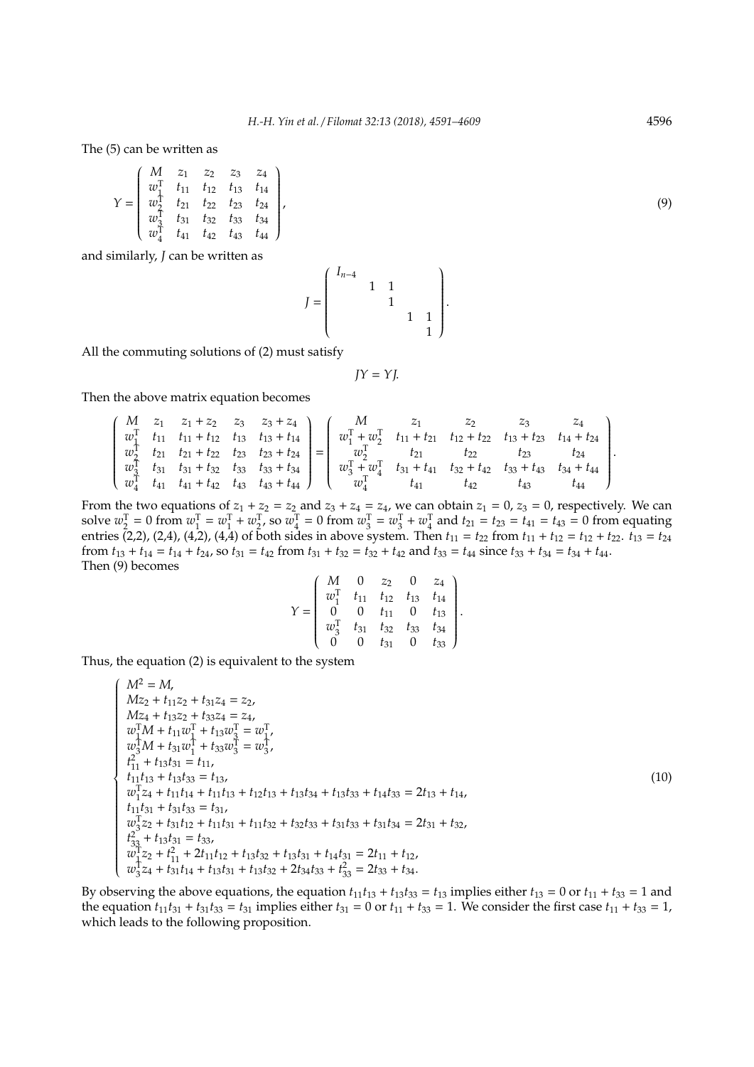The (5) can be written as

$$
Y = \begin{pmatrix} M & z_1 & z_2 & z_3 & z_4 \\ w_1^{\mathrm{T}} & t_{11} & t_{12} & t_{13} & t_{14} \\ w_2^{\mathrm{T}} & t_{21} & t_{22} & t_{23} & t_{24} \\ w_3^{\mathrm{T}} & t_{31} & t_{32} & t_{33} & t_{34} \\ w_4^{\mathrm{T}} & t_{41} & t_{42} & t_{43} & t_{44} \end{pmatrix}, \tag{9}
$$

and similarly, $J$ can be written as

$$
J = \begin{pmatrix} I_{n-4} & & & & \\ & 1 & 1 & & \\ & & 1 & & \\ & & & 1 & 1 \\ & & & & 1 \end{pmatrix}.
$$

All the commuting solutions of (2) must satisfy

$$
JY = YJ.
$$

Then the above matrix equation becomes

$$
\begin{pmatrix} M & z_1 & z_1 + z_2 & z_3 & z_3 + z_4 \\ w_1^{\mathrm{T}} & t_{11} & t_{11} + t_{12} & t_{13} & t_{13} + t_{14} \\ w_2^{\mathrm{T}} & t_{21} & t_{21} + t_{22} & t_{23} & t_{23} + t_{24} \\ w_3^{\mathrm{T}} & t_{31} & t_{31} + t_{32} & t_{33} & t_{33} + t_{34} \\ w_4^{\mathrm{T}} & t_{41} & t_{41} + t_{42} & t_{43} & t_{43} + t_{44} \end{pmatrix} = \begin{pmatrix} M & z_1 & z_2 & z_3 & z_4 \\ w_1^{\mathrm{T}} + w_2^{\mathrm{T}} & t_{11} + t_{21} & t_{12} + t_{22} & t_{13} + t_{23} & t_{14} + t_{24} \\ w_2^{\mathrm{T}} & t_{21} & t_{22} & t_{23} & t_{24} \\ w_3^{\mathrm{T}} + w_4^{\mathrm{T}} & t_{31} + t_{41} & t_{32} + t_{42} & t_{33} + t_{43} & t_{34} + t_{44} \\ w_4^{\mathrm{T}} & t_{41} & t_{42} & t_{43} & t_{44} \end{pmatrix}.
$$

From the two equations of $z_1 + z_2 = z_2$ and $z_3 + z_4 = z_4$, we can obtain $z_1 = 0$, $z_3 = 0$, respectively. We can solve $w_2^{\mathrm{T}} = 0$ from $w_1^{\mathrm{T}} = w_1^{\mathrm{T}} + w_2^{\mathrm{T}}$, so $w_4^{\mathrm{T}} = 0$ from $w_3^{\mathrm{T}} = w_3^{\mathrm{T}} + w_4^{\mathrm{T}}$ and $t_{21} = t_{23} = t_{41} = t_{43} = 0$ from equating entries (2,2), (2,4), (4,2), (4,4) of both sides in above system. Then $t_{11} = t_{22}$ from $t_{11} + t_{12} = t_{12} + t_{22}$. $t_{13} = t_{24}$ from $t_{13} + t_{14} = t_{14} + t_{24}$, so $t_{31} = t_{42}$ from $t_{31} + t_{32} = t_{32} + t_{42}$ and $t_{33} = t_{44}$ since $t_{33} + t_{34} = t_{34} + t_{44}$.
Then (9) becomes

$$
Y = \begin{pmatrix} M & 0 & z_2 & 0 & z_4 \\ w_1^{\mathrm{T}} & t_{11} & t_{12} & t_{13} & t_{14} \\ 0 & 0 & t_{11} & 0 & t_{13} \\ w_3^{\mathrm{T}} & t_{31} & t_{32} & t_{33} & t_{34} \\ 0 & 0 & t_{31} & 0 & t_{33} \end{pmatrix}.
$$

Thus, the equation (2) is equivalent to the system

$$
\begin{cases} M^2 = M, \\ Mz_2 + t_{11}z_2 + t_{31}z_4 = z_2, \\ Mz_4 + t_{13}z_2 + t_{33}z_4 = z_4, \\ w_1^{\mathrm{T}}M + t_{11}w_1^{\mathrm{T}} + t_{13}w_3^{\mathrm{T}} = w_1^{\mathrm{T}}, \\ w_3^{\mathrm{T}}M + t_{31}w_1^{\mathrm{T}} + t_{33}w_3^{\mathrm{T}} = w_3^{\mathrm{T}}, \\ t_{11}^2 + t_{13}t_{31} = t_{11}, \\ t_{11}t_{13} + t_{13}t_{33} = t_{13}, \\ w_1^{\mathrm{T}}z_4 + t_{11}t_{14} + t_{11}t_{13} + t_{12}t_{13} + t_{13}t_{34} + t_{13}t_{33} + t_{14}t_{33} = 2t_{13} + t_{14}, \\ t_{11}t_{31} + t_{31}t_{33} = t_{31}, \\ w_3^{\mathrm{T}}z_2 + t_{31}t_{12} + t_{11}t_{31} + t_{11}t_{32} + t_{32}t_{33} + t_{31}t_{33} + t_{31}t_{34} = 2t_{31} + t_{32}, \\ t_{33}^2 + t_{13}t_{31} = t_{33}, \\ w_1^{\mathrm{T}}z_2 + t_{11}^2 + 2t_{11}t_{12} + t_{13}t_{32} + t_{13}t_{31} + t_{14}t_{31} = 2t_{11} + t_{12}, \\ w_3^{\mathrm{T}}z_4 + t_{31}t_{14} + t_{13}t_{31} + t_{13}t_{32} + 2t_{34}t_{33} + t_{33}^2 = 2t_{33} + t_{34}. \end{cases} \tag{10}
$$

By observing the above equations, the equation $t_{11}t_{13} + t_{13}t_{33} = t_{13}$ implies either $t_{13} = 0$ or $t_{11} + t_{33} = 1$ and the equation $t_{11}t_{31} + t_{31}t_{33} = t_{31}$ implies either $t_{31} = 0$ or $t_{11} + t_{33} = 1$. We consider the first case $t_{11} + t_{33} = 1$, which leads to the following proposition.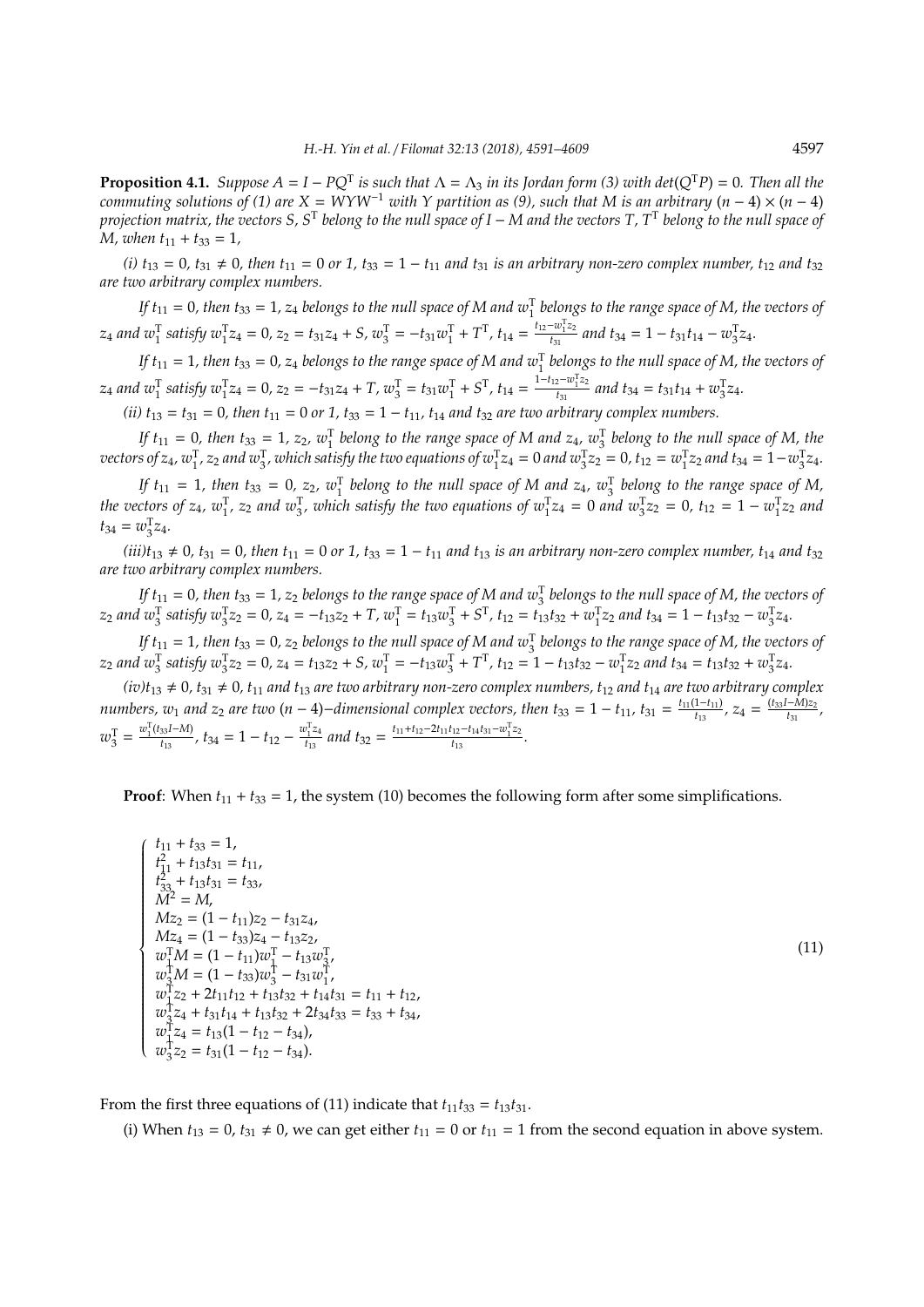**Proposition 4.1.** *Suppose $A = I - PQ^{\mathrm{T}}$ is such that $\Lambda = \Lambda_3$ in its Jordan form (3) with $\det(Q^{\mathrm{T}}P) = 0$. Then all the commuting solutions of (1) are $X = WYW^{-1}$ with $Y$ partition as (9), such that $M$ is an arbitrary $(n-4)\times(n-4)$ projection matrix, the vectors $S$, $S^{\mathrm{T}}$ belong to the null space of $I - M$ and the vectors $T$, $T^{\mathrm{T}}$ belong to the null space of $M$, when $t_{11} + t_{33} = 1$,*

*(i) $t_{13} = 0$, $t_{31} \neq 0$, then $t_{11} = 0$ or $1$, $t_{33} = 1 - t_{11}$ and $t_{31}$ is an arbitrary non-zero complex number, $t_{12}$ and $t_{32}$ are two arbitrary complex numbers.*

*If $t_{11} = 0$, then $t_{33} = 1$, $z_4$ belongs to the null space of $M$ and $w_1^{\mathrm{T}}$ belongs to the range space of $M$, the vectors of $z_4$ and $w_1^{\mathrm{T}}$ satisfy $w_1^{\mathrm{T}} z_4 = 0$, $z_2 = t_{31} z_4 + S$, $w_3^{\mathrm{T}} = -t_{31} w_1^{\mathrm{T}} + T^{\mathrm{T}}$, $t_{14} = \frac{t_{12} - w_1^{\mathrm{T}} z_2}{t_{31}}$ and $t_{34} = 1 - t_{31} t_{14} - w_3^{\mathrm{T}} z_4$.*

*If $t_{11} = 1$, then $t_{33} = 0$, $z_4$ belongs to the range space of $M$ and $w_1^{\mathrm{T}}$ belongs to the null space of $M$, the vectors of $z_4$ and $w_1^{\mathrm{T}}$ satisfy $w_1^{\mathrm{T}} z_4 = 0$, $z_2 = -t_{31} z_4 + T$, $w_3^{\mathrm{T}} = t_{31} w_1^{\mathrm{T}} + S^{\mathrm{T}}$, $t_{14} = \frac{1 - t_{12} - w_1^{\mathrm{T}} z_2}{t_{31}}$ and $t_{34} = t_{31} t_{14} + w_3^{\mathrm{T}} z_4$.*

*(ii) $t_{13} = t_{31} = 0$, then $t_{11} = 0$ or $1$, $t_{33} = 1 - t_{11}$, $t_{14}$ and $t_{32}$ are two arbitrary complex numbers.*

*If $t_{11} = 0$, then $t_{33} = 1$, $z_2$, $w_1^{\mathrm{T}}$ belong to the range space of $M$ and $z_4$, $w_3^{\mathrm{T}}$ belong to the null space of $M$, the vectors of $z_4$, $w_1^{\mathrm{T}}$, $z_2$ and $w_3^{\mathrm{T}}$, which satisfy the two equations of $w_1^{\mathrm{T}} z_4 = 0$ and $w_3^{\mathrm{T}} z_2 = 0$, $t_{12} = w_1^{\mathrm{T}} z_2$ and $t_{34} = 1 - w_3^{\mathrm{T}} z_4$.*

*If $t_{11} = 1$, then $t_{33} = 0$, $z_2$, $w_1^{\mathrm{T}}$ belong to the null space of $M$ and $z_4$, $w_3^{\mathrm{T}}$ belong to the range space of $M$, the vectors of $z_4$, $w_1^{\mathrm{T}}$, $z_2$ and $w_3^{\mathrm{T}}$, which satisfy the two equations of $w_1^{\mathrm{T}} z_4 = 0$ and $w_3^{\mathrm{T}} z_2 = 0$, $t_{12} = 1 - w_1^{\mathrm{T}} z_2$ and $t_{34} = w_3^{\mathrm{T}} z_4$.*

*(iii) $t_{13} \neq 0$, $t_{31} = 0$, then $t_{11} = 0$ or $1$, $t_{33} = 1 - t_{11}$ and $t_{13}$ is an arbitrary non-zero complex number, $t_{14}$ and $t_{32}$ are two arbitrary complex numbers.*

*If $t_{11} = 0$, then $t_{33} = 1$, $z_2$ belongs to the range space of $M$ and $w_3^{\mathrm{T}}$ belongs to the null space of $M$, the vectors of $z_2$ and $w_3^{\mathrm{T}}$ satisfy $w_3^{\mathrm{T}} z_2 = 0$, $z_4 = -t_{13} z_2 + T$, $w_1^{\mathrm{T}} = t_{13} w_3^{\mathrm{T}} + S^{\mathrm{T}}$, $t_{12} = t_{13} t_{32} + w_1^{\mathrm{T}} z_2$ and $t_{34} = 1 - t_{13} t_{32} - w_3^{\mathrm{T}} z_4$.*

*If $t_{11} = 1$, then $t_{33} = 0$, $z_2$ belongs to the null space of $M$ and $w_3^{\mathrm{T}}$ belongs to the range space of $M$, the vectors of $z_2$ and $w_3^{\mathrm{T}}$ satisfy $w_3^{\mathrm{T}} z_2 = 0$, $z_4 = t_{13} z_2 + S$, $w_1^{\mathrm{T}} = -t_{13} w_3^{\mathrm{T}} + T^{\mathrm{T}}$, $t_{12} = 1 - t_{13} t_{32} - w_1^{\mathrm{T}} z_2$ and $t_{34} = t_{13} t_{32} + w_3^{\mathrm{T}} z_4$.*

*(iv) $t_{13} \neq 0$, $t_{31} \neq 0$, $t_{11}$ and $t_{13}$ are two arbitrary non-zero complex numbers, $t_{12}$ and $t_{14}$ are two arbitrary complex numbers, $w_1$ and $z_2$ are two $(n-4)$-dimensional complex vectors, then $t_{33} = 1 - t_{11}$, $t_{31} = \frac{t_{11}(1 - t_{11})}{t_{13}}$, $z_4 = \frac{(t_{33} I - M) z_2}{t_{31}}$, $w_3^{\mathrm{T}} = \frac{w_1^{\mathrm{T}}(t_{33} I - M)}{t_{13}}$, $t_{34} = 1 - t_{12} - \frac{w_3^{\mathrm{T}} z_4}{t_{13}}$ and $t_{32} = \frac{t_{11} + t_{12} - 2t_{11} t_{12} - t_{14} t_{31} - w_1^{\mathrm{T}} z_2}{t_{13}}$.*

**Proof**: When $t_{11} + t_{33} = 1$, the system (10) becomes the following form after some simplifications.

$$
\begin{cases}
t_{11} + t_{33} = 1, \\
t_{11}^2 + t_{13} t_{31} = t_{11}, \\
t_{33}^2 + t_{13} t_{31} = t_{33}, \\
M^2 = M, \\
M z_2 = (1 - t_{11}) z_2 - t_{31} z_4, \\
M z_4 = (1 - t_{33}) z_4 - t_{13} z_2, \\
w_1^{\mathrm{T}} M = (1 - t_{11}) w_1^{\mathrm{T}} - t_{13} w_3^{\mathrm{T}}, \\
w_3^{\mathrm{T}} M = (1 - t_{33}) w_3^{\mathrm{T}} - t_{31} w_1^{\mathrm{T}}, \\
w_1^{\mathrm{T}} z_2 + 2 t_{11} t_{12} + t_{13} t_{32} + t_{14} t_{31} = t_{11} + t_{12}, \\
w_3^{\mathrm{T}} z_4 + t_{31} t_{14} + t_{13} t_{32} + 2 t_{34} t_{33} = t_{33} + t_{34}, \\
w_1^{\mathrm{T}} z_4 = t_{13}(1 - t_{12} - t_{34}), \\
w_3^{\mathrm{T}} z_2 = t_{31}(1 - t_{12} - t_{34}).
\end{cases}
\tag{11}
$$

From the first three equations of (11) indicate that $t_{11} t_{33} = t_{13} t_{31}$.

(i) When $t_{13} = 0$, $t_{31} \neq 0$, we can get either $t_{11} = 0$ or $t_{11} = 1$ from the second equation in above system.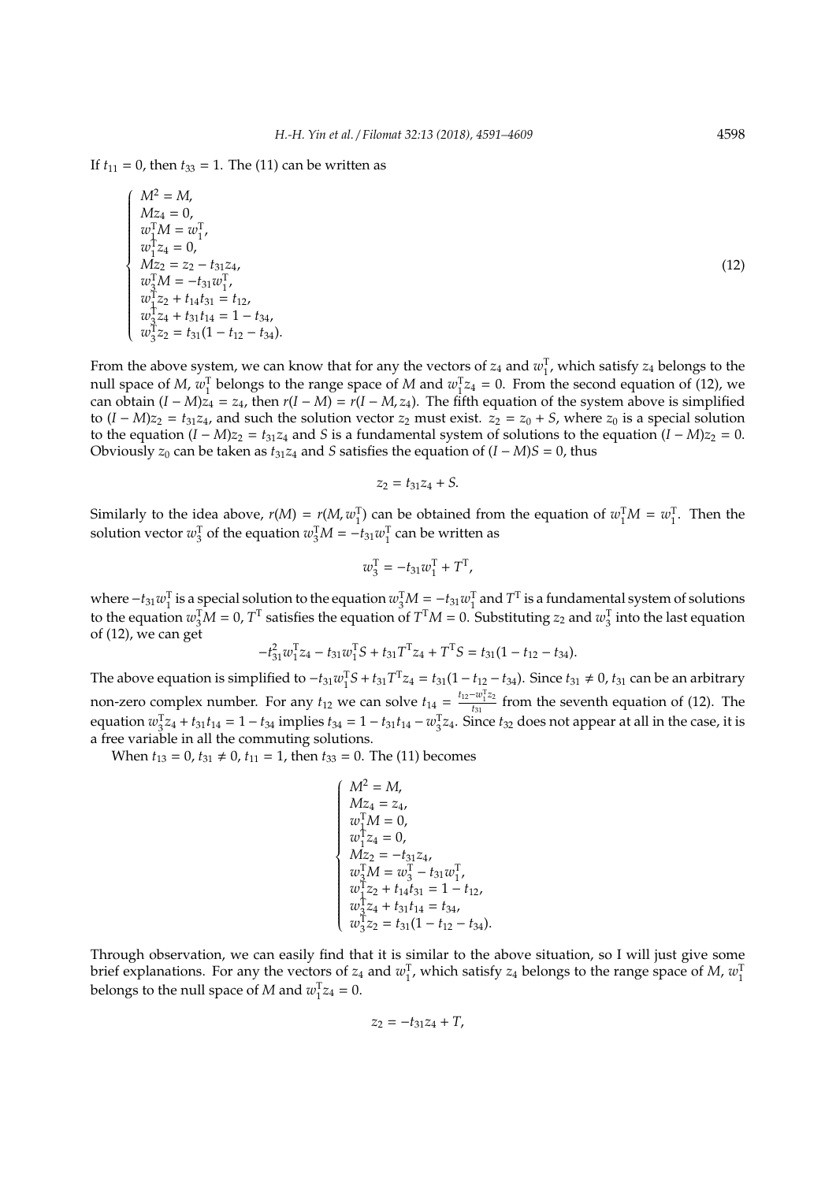If $t_{11} = 0$, then $t_{33} = 1$. The (11) can be written as

$$\begin{cases} M^2 = M, \\ Mz_4 = 0, \\ w_1^{\mathrm{T}} M = w_1^{\mathrm{T}}, \\ w_1^{\mathrm{T}} z_4 = 0, \\ Mz_2 = z_2 - t_{31} z_4, \\ w_3^{\mathrm{T}} M = -t_{31} w_1^{\mathrm{T}}, \\ w_1^{\mathrm{T}} z_2 + t_{14} t_{31} = t_{12}, \\ w_3^{\mathrm{T}} z_4 + t_{31} t_{14} = 1 - t_{34}, \\ w_3^{\mathrm{T}} z_2 = t_{31}(1 - t_{12} - t_{34}). \end{cases} \tag{12}$$

From the above system, we can know that for any the vectors of $z_4$ and $w_1^{\mathrm{T}}$, which satisfy $z_4$ belongs to the null space of $M$, $w_1^{\mathrm{T}}$ belongs to the range space of $M$ and $w_1^{\mathrm{T}} z_4 = 0$. From the second equation of (12), we can obtain $(I - M)z_4 = z_4$, then $r(I - M) = r(I - M, z_4)$. The fifth equation of the system above is simplified to $(I - M)z_2 = t_{31} z_4$, and such the solution vector $z_2$ must exist. $z_2 = z_0 + S$, where $z_0$ is a special solution to the equation $(I - M)z_2 = t_{31} z_4$ and $S$ is a fundamental system of solutions to the equation $(I - M)z_2 = 0$. Obviously $z_0$ can be taken as $t_{31} z_4$ and $S$ satisfies the equation of $(I - M)S = 0$, thus

$$z_2 = t_{31} z_4 + S.$$

Similarly to the idea above, $r(M) = r(M, w_1^{\mathrm{T}})$ can be obtained from the equation of $w_1^{\mathrm{T}} M = w_1^{\mathrm{T}}$. Then the solution vector $w_3^{\mathrm{T}}$ of the equation $w_3^{\mathrm{T}} M = -t_{31} w_1^{\mathrm{T}}$ can be written as

$$w_3^{\mathrm{T}} = -t_{31} w_1^{\mathrm{T}} + T^{\mathrm{T}},$$

where $-t_{31} w_1^{\mathrm{T}}$ is a special solution to the equation $w_3^{\mathrm{T}} M = -t_{31} w_1^{\mathrm{T}}$ and $T^{\mathrm{T}}$ is a fundamental system of solutions to the equation $w_3^{\mathrm{T}} M = 0$, $T^{\mathrm{T}}$ satisfies the equation of $T^{\mathrm{T}} M = 0$. Substituting $z_2$ and $w_3^{\mathrm{T}}$ into the last equation of (12), we can get

$$-t_{31}^2 w_1^{\mathrm{T}} z_4 - t_{31} w_1^{\mathrm{T}} S + t_{31} T^{\mathrm{T}} z_4 + T^{\mathrm{T}} S = t_{31}(1 - t_{12} - t_{34}).$$

The above equation is simplified to $-t_{31} w_1^{\mathrm{T}} S + t_{31} T^{\mathrm{T}} z_4 = t_{31}(1 - t_{12} - t_{34})$. Since $t_{31} \neq 0$, $t_{31}$ can be an arbitrary non-zero complex number. For any $t_{12}$ we can solve $t_{14} = \frac{t_{12} - w_1^{\mathrm{T}} z_2}{t_{31}}$ from the seventh equation of (12). The equation $w_3^{\mathrm{T}} z_4 + t_{31} t_{14} = 1 - t_{34}$ implies $t_{34} = 1 - t_{31} t_{14} - w_3^{\mathrm{T}} z_4$. Since $t_{32}$ does not appear at all in the case, it is a free variable in all the commuting solutions.

When $t_{13} = 0$, $t_{31} \neq 0$, $t_{11} = 1$, then $t_{33} = 0$. The (11) becomes

$$\begin{cases} M^2 = M, \\ Mz_4 = z_4, \\ w_1^{\mathrm{T}} M = 0, \\ w_1^{\mathrm{T}} z_4 = 0, \\ Mz_2 = -t_{31} z_4, \\ w_3^{\mathrm{T}} M = w_3^{\mathrm{T}} - t_{31} w_1^{\mathrm{T}}, \\ w_1^{\mathrm{T}} z_2 + t_{14} t_{31} = 1 - t_{12}, \\ w_3^{\mathrm{T}} z_4 + t_{31} t_{14} = t_{34}, \\ w_3^{\mathrm{T}} z_2 = t_{31}(1 - t_{12} - t_{34}). \end{cases}$$

Through observation, we can easily find that it is similar to the above situation, so I will just give some brief explanations. For any the vectors of $z_4$ and $w_1^{\mathrm{T}}$, which satisfy $z_4$ belongs to the range space of $M$, $w_1^{\mathrm{T}}$ belongs to the null space of $M$ and $w_1^{\mathrm{T}} z_4 = 0$.

$$z_2 = -t_{31} z_4 + T,$$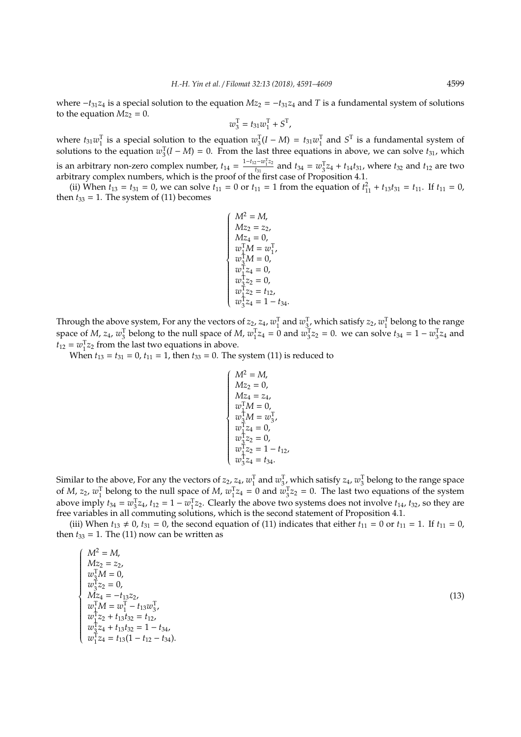where $-t_{31}z_4$ is a special solution to the equation $Mz_2 = -t_{31}z_4$ and $T$ is a fundamental system of solutions to the equation $Mz_2 = 0$.

$$w_3^{\mathrm{T}} = t_{31}w_1^{\mathrm{T}} + S^{\mathrm{T}},$$

where $t_{31}w_1^{\mathrm{T}}$ is a special solution to the equation $w_3^{\mathrm{T}}(I - M) = t_{31}w_1^{\mathrm{T}}$ and $S^{\mathrm{T}}$ is a fundamental system of solutions to the equation $w_3^{\mathrm{T}}(I - M) = 0$. From the last three equations in above, we can solve $t_{31}$, which is an arbitrary non-zero complex number, $t_{14} = \frac{1-t_{12}-w_1^{\mathrm{T}}z_2}{t_{31}}$ and $t_{34} = w_3^{\mathrm{T}}z_4 + t_{14}t_{31}$, where $t_{32}$ and $t_{12}$ are two arbitrary complex numbers, which is the proof of the first case of Proposition 4.1.

(ii) When $t_{13} = t_{31} = 0$, we can solve $t_{11} = 0$ or $t_{11} = 1$ from the equation of $t_{11}^2 + t_{13}t_{31} = t_{11}$. If $t_{11} = 0$, then $t_{33} = 1$. The system of (11) becomes

$$\begin{cases} M^2 = M, \\ Mz_2 = z_2, \\ Mz_4 = 0, \\ w_1^{\mathrm{T}}M = w_1^{\mathrm{T}}, \\ w_3^{\mathrm{T}}M = 0, \\ w_1^{\mathrm{T}}z_4 = 0, \\ w_3^{\mathrm{T}}z_2 = 0, \\ w_1^{\mathrm{T}}z_2 = t_{12}, \\ w_3^{\mathrm{T}}z_4 = 1 - t_{34}. \end{cases}$$

Through the above system, For any the vectors of $z_2$, $z_4$, $w_1^{\mathrm{T}}$ and $w_3^{\mathrm{T}}$, which satisfy $z_2$, $w_1^{\mathrm{T}}$ belong to the range space of $M$, $z_4$, $w_3^{\mathrm{T}}$ belong to the null space of $M$, $w_1^{\mathrm{T}}z_4 = 0$ and $w_3^{\mathrm{T}}z_2 = 0$. we can solve $t_{34} = 1 - w_3^{\mathrm{T}}z_4$ and $t_{12} = w_1^{\mathrm{T}}z_2$ from the last two equations in above.

When $t_{13} = t_{31} = 0$, $t_{11} = 1$, then $t_{33} = 0$. The system (11) is reduced to

$$\begin{cases} M^2 = M, \\ Mz_2 = 0, \\ Mz_4 = z_4, \\ w_1^{\mathrm{T}}M = 0, \\ w_3^{\mathrm{T}}M = w_3^{\mathrm{T}}, \\ w_1^{\mathrm{T}}z_4 = 0, \\ w_3^{\mathrm{T}}z_2 = 0, \\ w_1^{\mathrm{T}}z_2 = 1 - t_{12}, \\ w_3^{\mathrm{T}}z_4 = t_{34}. \end{cases}$$

Similar to the above, For any the vectors of $z_2$, $z_4$, $w_1^{\mathrm{T}}$ and $w_3^{\mathrm{T}}$, which satisfy $z_4$, $w_3^{\mathrm{T}}$ belong to the range space of $M$, $z_2$, $w_1^{\mathrm{T}}$ belong to the null space of $M$, $w_1^{\mathrm{T}}z_4 = 0$ and $w_3^{\mathrm{T}}z_2 = 0$. The last two equations of the system above imply $t_{34} = w_3^{\mathrm{T}}z_4$, $t_{12} = 1 - w_1^{\mathrm{T}}z_2$. Clearly the above two systems does not involve $t_{14}$, $t_{32}$, so they are free variables in all commuting solutions, which is the second statement of Proposition 4.1.

(iii) When $t_{13} \neq 0$, $t_{31} = 0$, the second equation of (11) indicates that either $t_{11} = 0$ or $t_{11} = 1$. If $t_{11} = 0$, then $t_{33} = 1$. The (11) now can be written as

$$\begin{cases} M^2 = M, \\ Mz_2 = z_2, \\ w_3^{\mathrm{T}}M = 0, \\ w_3^{\mathrm{T}}z_2 = 0, \\ Mz_4 = -t_{13}z_2, \\ w_1^{\mathrm{T}}M = w_1^{\mathrm{T}} - t_{13}w_3^{\mathrm{T}}, \\ w_1^{\mathrm{T}}z_2 + t_{13}t_{32} = t_{12}, \\ w_3^{\mathrm{T}}z_4 + t_{13}t_{32} = 1 - t_{34}, \\ w_1^{\mathrm{T}}z_4 = t_{13}(1 - t_{12} - t_{34}). \end{cases} \tag{13}$$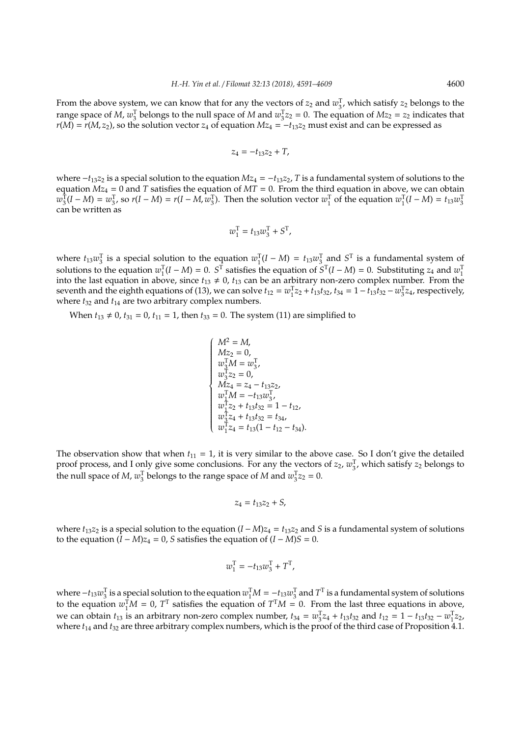From the above system, we can know that for any the vectors of $z_2$ and $w_3^{\mathrm{T}}$, which satisfy $z_2$ belongs to the range space of $M$, $w_3^{\mathrm{T}}$ belongs to the null space of $M$ and $w_3^{\mathrm{T}} z_2 = 0$. The equation of $Mz_2 = z_2$ indicates that $r(M) = r(M, z_2)$, so the solution vector $z_4$ of equation $Mz_4 = -t_{13}z_2$ must exist and can be expressed as

$$z_4 = -t_{13}z_2 + T,$$

where $-t_{13}z_2$ is a special solution to the equation $Mz_4 = -t_{13}z_2$, $T$ is a fundamental system of solutions to the equation $Mz_4 = 0$ and $T$ satisfies the equation of $MT = 0$. From the third equation in above, we can obtain $w_3^{\mathrm{T}}(I - M) = w_3^{\mathrm{T}}$, so $r(I - M) = r(I - M, w_3^{\mathrm{T}})$. Then the solution vector $w_1^{\mathrm{T}}$ of the equation $w_1^{\mathrm{T}}(I - M) = t_{13}w_3^{\mathrm{T}}$ can be written as

$$w_1^{\mathrm{T}} = t_{13}w_3^{\mathrm{T}} + S^{\mathrm{T}},$$

where $t_{13}w_3^{\mathrm{T}}$ is a special solution to the equation $w_1^{\mathrm{T}}(I - M) = t_{13}w_3^{\mathrm{T}}$ and $S^{\mathrm{T}}$ is a fundamental system of solutions to the equation $w_1^{\mathrm{T}}(I - M) = 0$. $S^{\mathrm{T}}$ satisfies the equation of $S^{\mathrm{T}}(I - M) = 0$. Substituting $z_4$ and $w_1^{\mathrm{T}}$ into the last equation in above, since $t_{13} \neq 0$, $t_{13}$ can be an arbitrary non-zero complex number. From the seventh and the eighth equations of (13), we can solve $t_{12} = w_1^{\mathrm{T}}z_2 + t_{13}t_{32}$, $t_{34} = 1 - t_{13}t_{32} - w_3^{\mathrm{T}}z_4$, respectively, where $t_{32}$ and $t_{14}$ are two arbitrary complex numbers.

When $t_{13} \neq 0$, $t_{31} = 0$, $t_{11} = 1$, then $t_{33} = 0$. The system (11) are simplified to

$$\begin{cases} M^2 = M, \\ Mz_2 = 0, \\ w_3^{\mathrm{T}}M = w_3^{\mathrm{T}}, \\ w_3^{\mathrm{T}}z_2 = 0, \\ Mz_4 = z_4 - t_{13}z_2, \\ w_1^{\mathrm{T}}M = -t_{13}w_3^{\mathrm{T}}, \\ w_1^{\mathrm{T}}z_2 + t_{13}t_{32} = 1 - t_{12}, \\ w_3^{\mathrm{T}}z_4 + t_{13}t_{32} = t_{34}, \\ w_1^{\mathrm{T}}z_4 = t_{13}(1 - t_{12} - t_{34}). \end{cases}$$

The observation show that when $t_{11} = 1$, it is very similar to the above case. So I don't give the detailed proof process, and I only give some conclusions. For any the vectors of $z_2$, $w_3^{\mathrm{T}}$, which satisfy $z_2$ belongs to the null space of $M$, $w_3^{\mathrm{T}}$ belongs to the range space of $M$ and $w_3^{\mathrm{T}}z_2 = 0$.

$$z_4 = t_{13}z_2 + S,$$

where $t_{13}z_2$ is a special solution to the equation $(I - M)z_4 = t_{13}z_2$ and $S$ is a fundamental system of solutions to the equation $(I - M)z_4 = 0$, $S$ satisfies the equation of $(I - M)S = 0$.

$$w_1^{\mathrm{T}} = -t_{13}w_3^{\mathrm{T}} + T^{\mathrm{T}},$$

where $-t_{13}w_3^{\mathrm{T}}$ is a special solution to the equation $w_1^{\mathrm{T}}M = -t_{13}w_3^{\mathrm{T}}$ and $T^{\mathrm{T}}$ is a fundamental system of solutions to the equation $w_1^{\mathrm{T}}M = 0$, $T^{\mathrm{T}}$ satisfies the equation of $T^{\mathrm{T}}M = 0$. From the last three equations in above, we can obtain $t_{13}$ is an arbitrary non-zero complex number, $t_{34} = w_3^{\mathrm{T}}z_4 + t_{13}t_{32}$ and $t_{12} = 1 - t_{13}t_{32} - w_1^{\mathrm{T}}z_2$, where $t_{14}$ and $t_{32}$ are three arbitrary complex numbers, which is the proof of the third case of Proposition 4.1.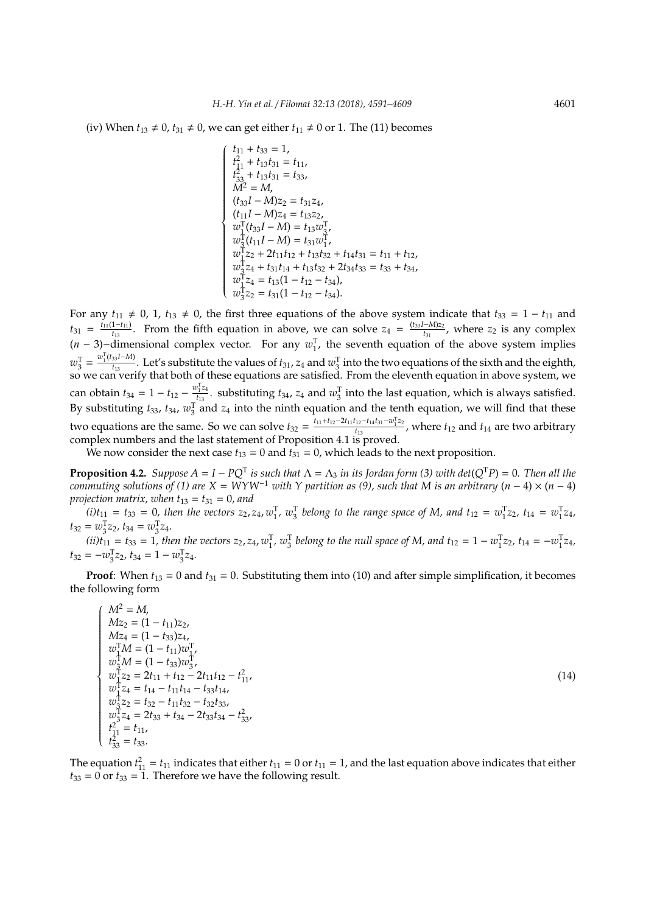(iv) When $t_{13} \neq 0$, $t_{31} \neq 0$, we can get either $t_{11} \neq 0$ or 1. The (11) becomes

$$
\begin{cases}
t_{11} + t_{33} = 1, \\
t_{11}^2 + t_{13}t_{31} = t_{11}, \\
t_{33}^2 + t_{13}t_{31} = t_{33}, \\
M^2 = M, \\
(t_{33}I - M)z_2 = t_{31}z_4, \\
(t_{11}I - M)z_4 = t_{13}z_2, \\
w_1^{\mathrm{T}}(t_{33}I - M) = t_{13}w_3^{\mathrm{T}}, \\
w_3^{\mathrm{T}}(t_{11}I - M) = t_{31}w_1^{\mathrm{T}}, \\
w_1^{\mathrm{T}}z_2 + 2t_{11}t_{12} + t_{13}t_{32} + t_{14}t_{31} = t_{11} + t_{12}, \\
w_3^{\mathrm{T}}z_4 + t_{31}t_{14} + t_{13}t_{32} + 2t_{34}t_{33} = t_{33} + t_{34}, \\
w_1^{\mathrm{T}}z_4 = t_{13}(1 - t_{12} - t_{34}), \\
w_3^{\mathrm{T}}z_2 = t_{31}(1 - t_{12} - t_{34}).
\end{cases}
$$

For any $t_{11} \neq 0$, $1$, $t_{13} \neq 0$, the first three equations of the above system indicate that $t_{33} = 1 - t_{11}$ and $t_{31} = \frac{t_{11}(1-t_{11})}{t_{13}}$. From the fifth equation in above, we can solve $z_4 = \frac{(t_{33}I-M)z_2}{t_{31}}$, where $z_2$ is any complex $(n-3)-$dimensional complex vector. For any $w_1^{\mathrm{T}}$, the seventh equation of the above system implies $w_3^{\mathrm{T}} = \frac{w_1^{\mathrm{T}}(t_{33}I-M)}{t_{13}}$. Let's substitute the values of $t_{31}$, $z_4$ and $w_3^{\mathrm{T}}$ into the two equations of the sixth and the eighth, so we can verify that both of these equations are satisfied. From the eleventh equation in above system, we can obtain $t_{34} = 1 - t_{12} - \frac{w_1^{\mathrm{T}}z_4}{t_{13}}$. substituting $t_{34}$, $z_4$ and $w_3^{\mathrm{T}}$ into the last equation, which is always satisfied. By substituting $t_{33}$, $t_{34}$, $w_3^{\mathrm{T}}$ and $z_4$ into the ninth equation and the tenth equation, we will find that these two equations are the same. So we can solve $t_{32} = \frac{t_{11}+t_{12}-2t_{11}t_{12}-t_{14}t_{31}-w_1^{\mathrm{T}}z_2}{t_{13}}$, where $t_{12}$ and $t_{14}$ are two arbitrary complex numbers and the last statement of Proposition 4.1 is proved.

We now consider the next case $t_{13} = 0$ and $t_{31} = 0$, which leads to the next proposition.

**Proposition 4.2.** *Suppose $A = I - PQ^{\mathrm{T}}$ is such that $\Lambda = \Lambda_3$ in its Jordan form (3) with $det(Q^{\mathrm{T}}P) = 0$. Then all the commuting solutions of (1) are $X = WYW^{-1}$ with $Y$ partition as (9), such that $M$ is an arbitrary $(n-4)\times(n-4)$ projection matrix, when $t_{13} = t_{31} = 0$, and*

*(i)$t_{11} = t_{33} = 0$, then the vectors $z_2, z_4, w_1^{\mathrm{T}}$, $w_3^{\mathrm{T}}$ belong to the range space of $M$, and $t_{12} = w_1^{\mathrm{T}}z_2$, $t_{14} = w_1^{\mathrm{T}}z_4$, $t_{32} = w_3^{\mathrm{T}}z_2$, $t_{34} = w_3^{\mathrm{T}}z_4$.*

*(ii)$t_{11} = t_{33} = 1$, then the vectors $z_2, z_4, w_1^{\mathrm{T}}$, $w_3^{\mathrm{T}}$ belong to the null space of $M$, and $t_{12} = 1 - w_1^{\mathrm{T}}z_2$, $t_{14} = -w_1^{\mathrm{T}}z_4$, $t_{32} = -w_3^{\mathrm{T}}z_2$, $t_{34} = 1 - w_3^{\mathrm{T}}z_4$.*

**Proof**: When $t_{13} = 0$ and $t_{31} = 0$. Substituting them into (10) and after simple simplification, it becomes the following form

$$
\begin{cases}
M^2 = M, \\
Mz_2 = (1 - t_{11})z_2, \\
Mz_4 = (1 - t_{33})z_4, \\
w_1^{\mathrm{T}}M = (1 - t_{11})w_1^{\mathrm{T}}, \\
w_3^{\mathrm{T}}M = (1 - t_{33})w_3^{\mathrm{T}}, \\
w_1^{\mathrm{T}}z_2 = 2t_{11} + t_{12} - 2t_{11}t_{12} - t_{11}^2, \\
w_1^{\mathrm{T}}z_4 = t_{14} - t_{11}t_{14} - t_{33}t_{14}, \\
w_3^{\mathrm{T}}z_2 = t_{32} - t_{11}t_{32} - t_{32}t_{33}, \\
w_3^{\mathrm{T}}z_4 = 2t_{33} + t_{34} - 2t_{33}t_{34} - t_{33}^2, \\
t_{11}^2 = t_{11}, \\
t_{33}^2 = t_{33}.
\end{cases}
\tag{14}
$$

The equation $t_{11}^2 = t_{11}$ indicates that either $t_{11} = 0$ or $t_{11} = 1$, and the last equation above indicates that either $t_{33} = 0$ or $t_{33} = 1$. Therefore we have the following result.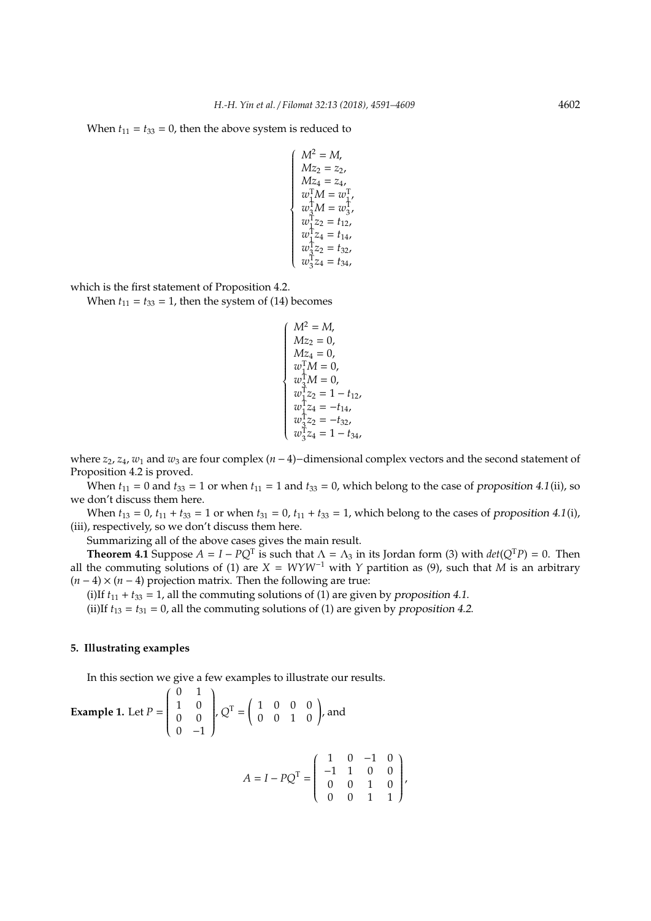When $t_{11} = t_{33} = 0$, then the above system is reduced to

$$\begin{cases} M^2 = M, \\ Mz_2 = z_2, \\ Mz_4 = z_4, \\ w_1^{\mathrm{T}} M = w_1^{\mathrm{T}}, \\ w_3^{\mathrm{T}} M = w_3^{\mathrm{T}}, \\ w_1^{\mathrm{T}} z_2 = t_{12}, \\ w_1^{\mathrm{T}} z_4 = t_{14}, \\ w_3^{\mathrm{T}} z_2 = t_{32}, \\ w_3^{\mathrm{T}} z_4 = t_{34}, \end{cases}$$

which is the first statement of Proposition 4.2.

When $t_{11} = t_{33} = 1$, then the system of (14) becomes

$$\begin{cases} M^2 = M, \\ Mz_2 = 0, \\ Mz_4 = 0, \\ w_1^{\mathrm{T}} M = 0, \\ w_3^{\mathrm{T}} M = 0, \\ w_1^{\mathrm{T}} z_2 = 1 - t_{12}, \\ w_1^{\mathrm{T}} z_4 = -t_{14}, \\ w_3^{\mathrm{T}} z_2 = -t_{32}, \\ w_3^{\mathrm{T}} z_4 = 1 - t_{34}, \end{cases}$$

where $z_2$, $z_4$, $w_1$ and $w_3$ are four complex $(n-4)-$dimensional complex vectors and the second statement of Proposition 4.2 is proved.

When $t_{11} = 0$ and $t_{33} = 1$ or when $t_{11} = 1$ and $t_{33} = 0$, which belong to the case of *proposition 4.1*(ii), so we don't discuss them here.

When $t_{13} = 0$, $t_{11} + t_{33} = 1$ or when $t_{31} = 0$, $t_{11} + t_{33} = 1$, which belong to the cases of *proposition 4.1*(i), (iii), respectively, so we don't discuss them here.

Summarizing all of the above cases gives the main result.

**Theorem 4.1** Suppose $A = I - PQ^{\mathrm{T}}$ is such that $\Lambda = \Lambda_3$ in its Jordan form (3) with $det(Q^{\mathrm{T}}P) = 0$. Then all the commuting solutions of (1) are $X = WYW^{-1}$ with $Y$ partition as (9), such that $M$ is an arbitrary $(n-4) \times (n-4)$ projection matrix. Then the following are true:

(i)If $t_{11} + t_{33} = 1$, all the commuting solutions of (1) are given by *proposition 4.1*.

(ii)If $t_{13} = t_{31} = 0$, all the commuting solutions of (1) are given by *proposition 4.2*.

## 5. Illustrating examples

In this section we give a few examples to illustrate our results.

**Example 1.** Let $P = \begin{pmatrix} 0 & 1 \\ 1 & 0 \\ 0 & 0 \\ 0 & -1 \end{pmatrix}$, $Q^{\mathrm{T}} = \begin{pmatrix} 1 & 0 & 0 & 0 \\ 0 & 0 & 1 & 0 \end{pmatrix}$, and

$$A = I - PQ^{\mathrm{T}} = \begin{pmatrix} 1 & 0 & -1 & 0 \\ -1 & 1 & 0 & 0 \\ 0 & 0 & 1 & 0 \\ 0 & 0 & 1 & 1 \end{pmatrix},$$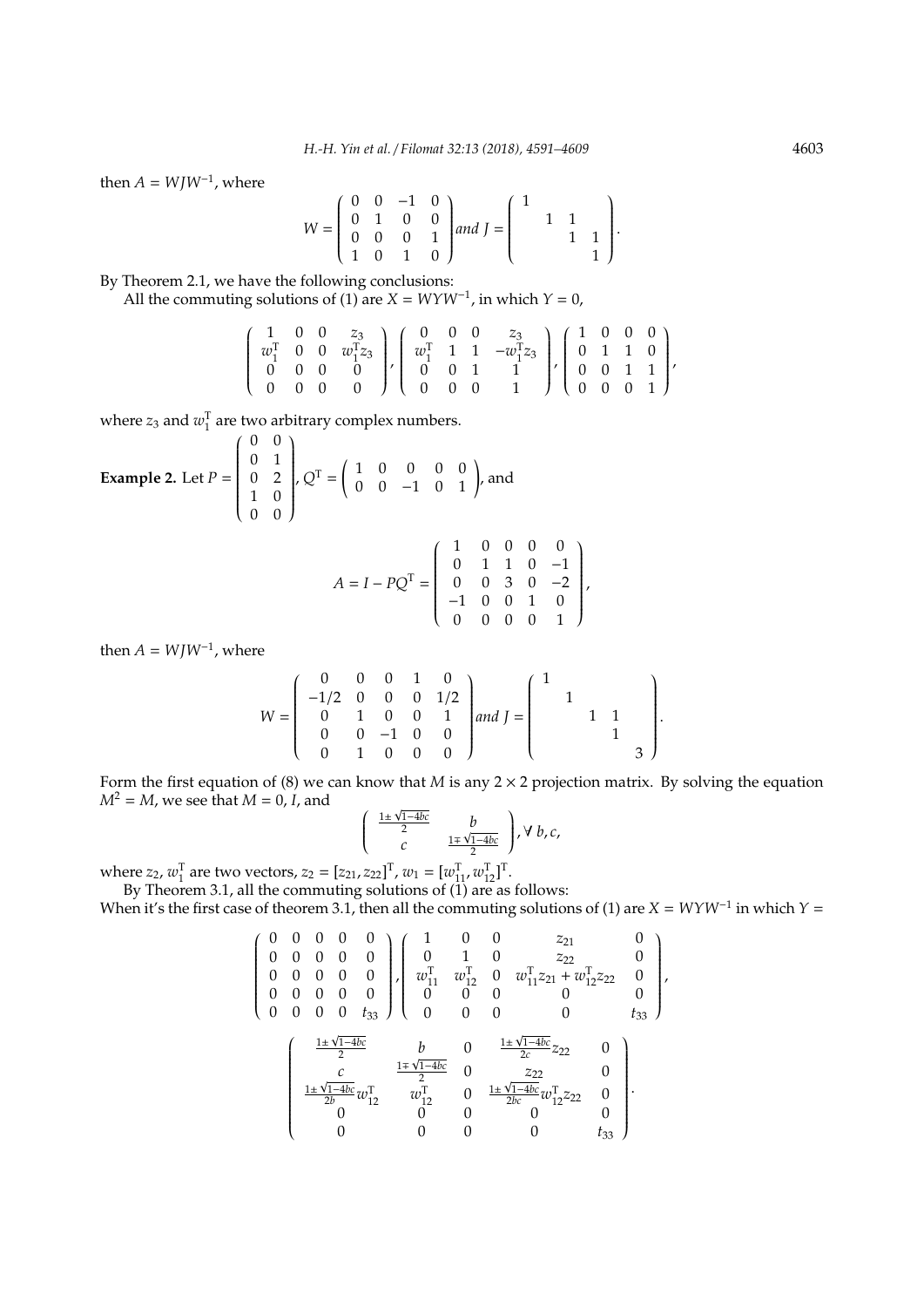then $A = WJW^{-1}$, where

$$
W = \begin{pmatrix} 0 & 0 & -1 & 0 \\ 0 & 1 & 0 & 0 \\ 0 & 0 & 0 & 1 \\ 1 & 0 & 1 & 0 \end{pmatrix} \text{ and } J = \begin{pmatrix} 1 & & & \\ & 1 & 1 & \\ & & 1 & 1 \\ & & & 1 \end{pmatrix}.
$$

By Theorem 2.1, we have the following conclusions:

All the commuting solutions of (1) are $X = WYW^{-1}$, in which $Y = 0$,

$$
\begin{pmatrix} 1 & 0 & 0 & z_3 \\ w_1^{\mathrm{T}} & 0 & 0 & w_1^{\mathrm{T}} z_3 \\ 0 & 0 & 0 & 0 \\ 0 & 0 & 0 & 0 \end{pmatrix}, \begin{pmatrix} 0 & 0 & 0 & z_3 \\ w_1^{\mathrm{T}} & 1 & 1 & -w_1^{\mathrm{T}} z_3 \\ 0 & 0 & 1 & 1 \\ 0 & 0 & 0 & 1 \end{pmatrix}, \begin{pmatrix} 1 & 0 & 0 & 0 \\ 0 & 1 & 1 & 0 \\ 0 & 0 & 1 & 1 \\ 0 & 0 & 0 & 1 \end{pmatrix},
$$

where $z_3$ and $w_1^{\mathrm{T}}$ are two arbitrary complex numbers.

**Example 2.** Let $P = \begin{pmatrix} 0 & 0 \\ 0 & 1 \\ 0 & 2 \\ 1 & 0 \\ 0 & 0 \end{pmatrix}$, $Q^{\mathrm{T}} = \begin{pmatrix} 1 & 0 & 0 & 0 & 0 \\ 0 & 0 & -1 & 0 & 1 \end{pmatrix}$, and

$$
A = I - PQ^{\mathrm{T}} = \begin{pmatrix} 1 & 0 & 0 & 0 & 0 \\ 0 & 1 & 1 & 0 & -1 \\ 0 & 0 & 3 & 0 & -2 \\ -1 & 0 & 0 & 1 & 0 \\ 0 & 0 & 0 & 0 & 1 \end{pmatrix},
$$

then $A = WJW^{-1}$, where

$$
W = \begin{pmatrix} 0 & 0 & 0 & 1 & 0 \\ -1/2 & 0 & 0 & 0 & 1/2 \\ 0 & 1 & 0 & 0 & 1 \\ 0 & 0 & -1 & 0 & 0 \\ 0 & 1 & 0 & 0 & 0 \end{pmatrix} \text{ and } J = \begin{pmatrix} 1 & & & & \\ & 1 & & & \\ & & 1 & 1 & \\ & & & 1 & \\ & & & & 3 \end{pmatrix}.
$$

Form the first equation of (8) we can know that $M$ is any $2 \times 2$ projection matrix. By solving the equation $M^2 = M$, we see that $M = 0$, $I$, and

$$
\begin{pmatrix} \frac{1 \pm \sqrt{1-4bc}}{2} & b \\ c & \frac{1 \mp \sqrt{1-4bc}}{2} \end{pmatrix}, \forall\, b, c,
$$

where $z_2$, $w_1^{\mathrm{T}}$ are two vectors, $z_2 = [z_{21}, z_{22}]^{\mathrm{T}}$, $w_1 = [w_{11}^{\mathrm{T}}, w_{12}^{\mathrm{T}}]^{\mathrm{T}}$.

By Theorem 3.1, all the commuting solutions of (1) are as follows:

When it's the first case of theorem 3.1, then all the commuting solutions of (1) are $X = WYW^{-1}$ in which $Y =$

$$
\begin{pmatrix} 0 & 0 & 0 & 0 & 0 \\ 0 & 0 & 0 & 0 & 0 \\ 0 & 0 & 0 & 0 & 0 \\ 0 & 0 & 0 & 0 & 0 \\ 0 & 0 & 0 & 0 & t_{33} \end{pmatrix}, \begin{pmatrix} 1 & 0 & 0 & z_{21} & 0 \\ 0 & 1 & 0 & z_{22} & 0 \\ w_{11}^{\mathrm{T}} & w_{12}^{\mathrm{T}} & 0 & w_{11}^{\mathrm{T}} z_{21} + w_{12}^{\mathrm{T}} z_{22} & 0 \\ 0 & 0 & 0 & 0 & 0 \\ 0 & 0 & 0 & 0 & t_{33} \end{pmatrix},
$$

$$
\begin{pmatrix} \frac{1 \pm \sqrt{1-4bc}}{2} & b & 0 & \frac{1 \pm \sqrt{1-4bc}}{2c} z_{22} & 0 \\ c & \frac{1 \mp \sqrt{1-4bc}}{2} & 0 & z_{22} & 0 \\ \frac{1 \pm \sqrt{1-4bc}}{2b} w_{12}^{\mathrm{T}} & w_{12}^{\mathrm{T}} & 0 & \frac{1 \pm \sqrt{1-4bc}}{2bc} w_{12}^{\mathrm{T}} z_{22} & 0 \\ 0 & 0 & 0 & 0 & 0 \\ 0 & 0 & 0 & 0 & t_{33} \end{pmatrix}.
$$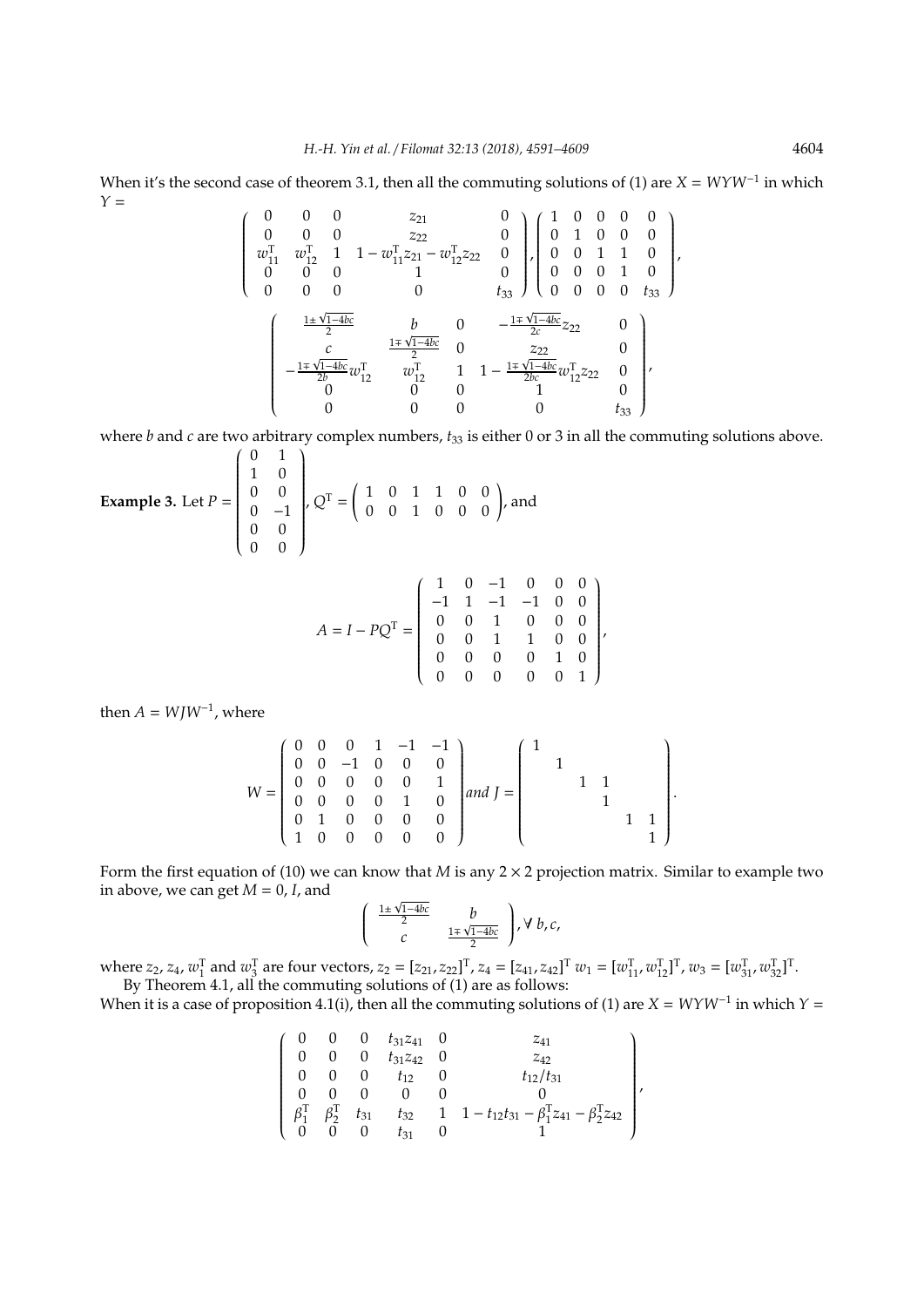When it's the second case of theorem 3.1, then all the commuting solutions of (1) are $X = WYW^{-1}$ in which $Y =$

$$\begin{pmatrix} 0 & 0 & 0 & z_{21} & 0 \\ 0 & 0 & 0 & z_{22} & 0 \\ w_{11}^{\mathrm{T}} & w_{12}^{\mathrm{T}} & 1 & 1 - w_{11}^{\mathrm{T}} z_{21} - w_{12}^{\mathrm{T}} z_{22} & 0 \\ 0 & 0 & 0 & 1 & 0 \\ 0 & 0 & 0 & 0 & t_{33} \end{pmatrix}, \begin{pmatrix} 1 & 0 & 0 & 0 & 0 \\ 0 & 1 & 0 & 0 & 0 \\ 0 & 0 & 1 & 1 & 0 \\ 0 & 0 & 0 & 1 & 0 \\ 0 & 0 & 0 & 0 & t_{33} \end{pmatrix},$$

$$\begin{pmatrix} \frac{1 \pm \sqrt{1-4bc}}{2} & b & 0 & -\frac{1 \mp \sqrt{1-4bc}}{2c} z_{22} & 0 \\ c & \frac{1 \mp \sqrt{1-4bc}}{2} & 0 & z_{22} & 0 \\ -\frac{1 \mp \sqrt{1-4bc}}{2b} w_{12}^{\mathrm{T}} & w_{12}^{\mathrm{T}} & 1 & 1 - \frac{1 \mp \sqrt{1-4bc}}{2bc} w_{12}^{\mathrm{T}} z_{22} & 0 \\ 0 & 0 & 0 & 1 & 0 \\ 0 & 0 & 0 & 0 & t_{33} \end{pmatrix},$$

where $b$ and $c$ are two arbitrary complex numbers, $t_{33}$ is either 0 or 3 in all the commuting solutions above.

**Example 3.** Let $P = \begin{pmatrix} 0 & 1 \\ 1 & 0 \\ 0 & 0 \\ 0 & -1 \\ 0 & 0 \\ 0 & 0 \end{pmatrix}$, $Q^{\mathrm{T}} = \begin{pmatrix} 1 & 0 & 1 & 1 & 0 & 0 \\ 0 & 0 & 1 & 0 & 0 & 0 \end{pmatrix}$, and

$$A = I - PQ^{\mathrm{T}} = \begin{pmatrix} 1 & 0 & -1 & 0 & 0 & 0 \\ -1 & 1 & -1 & -1 & 0 & 0 \\ 0 & 0 & 1 & 0 & 0 & 0 \\ 0 & 0 & 1 & 1 & 0 & 0 \\ 0 & 0 & 0 & 0 & 1 & 0 \\ 0 & 0 & 0 & 0 & 0 & 1 \end{pmatrix},$$

then $A = WJW^{-1}$, where

$$W = \begin{pmatrix} 0 & 0 & 0 & 1 & -1 & -1 \\ 0 & 0 & -1 & 0 & 0 & 0 \\ 0 & 0 & 0 & 0 & 0 & 1 \\ 0 & 0 & 0 & 0 & 1 & 0 \\ 0 & 1 & 0 & 0 & 0 & 0 \\ 1 & 0 & 0 & 0 & 0 & 0 \end{pmatrix} \text{ and } J = \begin{pmatrix} 1 & & & & & \\ & 1 & & & & \\ & & 1 & 1 & & \\ & & & 1 & & \\ & & & & 1 & 1 \\ & & & & & 1 \end{pmatrix}.$$

Form the first equation of (10) we can know that $M$ is any $2 \times 2$ projection matrix. Similar to example two in above, we can get $M = 0$, $I$, and

$$\begin{pmatrix} \frac{1 \pm \sqrt{1-4bc}}{2} & b \\ c & \frac{1 \mp \sqrt{1-4bc}}{2} \end{pmatrix}, \forall\, b, c,$$

where $z_2$, $z_4$, $w_1^{\mathrm{T}}$ and $w_3^{\mathrm{T}}$ are four vectors, $z_2 = [z_{21}, z_{22}]^{\mathrm{T}}$, $z_4 = [z_{41}, z_{42}]^{\mathrm{T}}$ $w_1 = [w_{11}^{\mathrm{T}}, w_{12}^{\mathrm{T}}]^{\mathrm{T}}$, $w_3 = [w_{31}^{\mathrm{T}}, w_{32}^{\mathrm{T}}]^{\mathrm{T}}$.

By Theorem 4.1, all the commuting solutions of (1) are as follows:

When it is a case of proposition 4.1(i), then all the commuting solutions of (1) are $X = WYW^{-1}$ in which $Y =$

$$\begin{pmatrix} 0 & 0 & 0 & t_{31} z_{41} & 0 & z_{41} \\ 0 & 0 & 0 & t_{31} z_{42} & 0 & z_{42} \\ 0 & 0 & 0 & t_{12} & 0 & t_{12}/t_{31} \\ 0 & 0 & 0 & 0 & 0 & 0 \\ \beta_1^{\mathrm{T}} & \beta_2^{\mathrm{T}} & t_{31} & t_{32} & 1 & 1 - t_{12} t_{31} - \beta_1^{\mathrm{T}} z_{41} - \beta_2^{\mathrm{T}} z_{42} \\ 0 & 0 & 0 & t_{31} & 0 & 1 \end{pmatrix},$$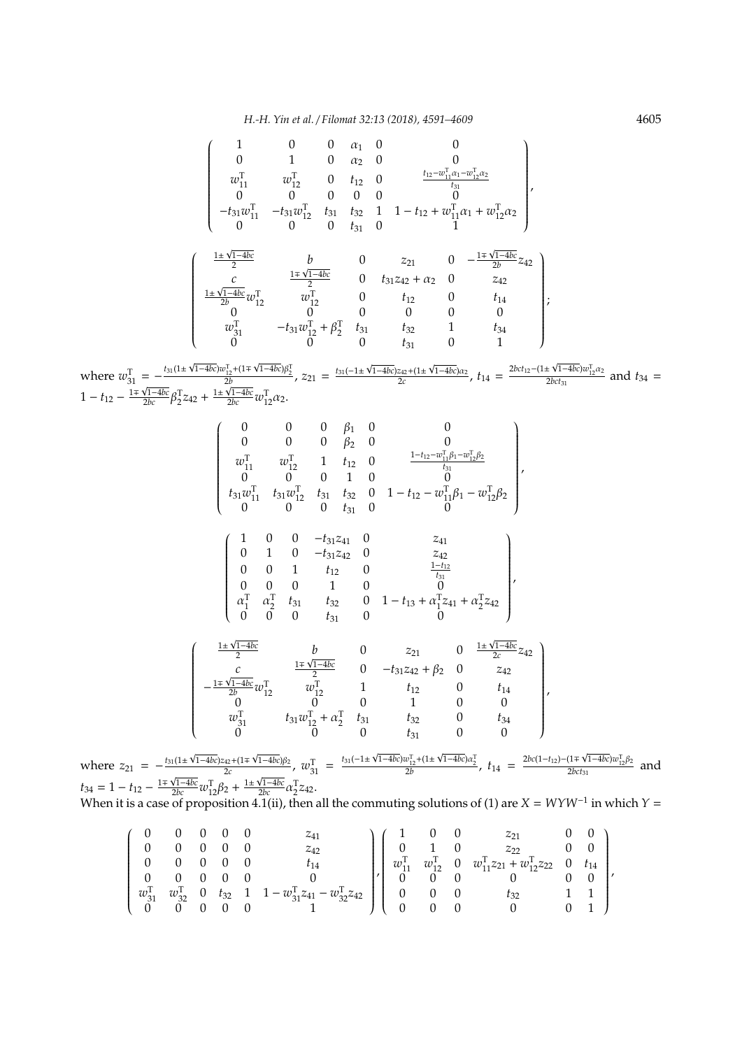$$\begin{pmatrix} 1 & 0 & 0 & \alpha_1 & 0 & 0 \\ 0 & 1 & 0 & \alpha_2 & 0 & 0 \\ w_{11}^{\mathrm{T}} & w_{12}^{\mathrm{T}} & 0 & t_{12} & 0 & \frac{t_{12}-w_{11}^{\mathrm{T}}\alpha_1-w_{12}^{\mathrm{T}}\alpha_2}{t_{31}} \\ 0 & 0 & 0 & 0 & 0 & 0 \\ -t_{31}w_{11}^{\mathrm{T}} & -t_{31}w_{12}^{\mathrm{T}} & t_{31} & t_{32} & 1 & 1-t_{12}+w_{11}^{\mathrm{T}}\alpha_1+w_{12}^{\mathrm{T}}\alpha_2 \\ 0 & 0 & 0 & t_{31} & 0 & 1 \end{pmatrix},$$

$$\begin{pmatrix} \frac{1\pm\sqrt{1-4bc}}{2} & b & 0 & z_{21} & 0 & -\frac{1\mp\sqrt{1-4bc}}{2b}z_{42} \\ c & \frac{1\mp\sqrt{1-4bc}}{2} & 0 & t_{31}z_{42}+\alpha_2 & 0 & z_{42} \\ \frac{1\pm\sqrt{1-4bc}}{2b}w_{12}^{\mathrm{T}} & w_{12}^{\mathrm{T}} & 0 & t_{12} & 0 & t_{14} \\ 0 & 0 & 0 & 0 & 0 & 0 \\ w_{31}^{\mathrm{T}} & -t_{31}w_{12}^{\mathrm{T}}+\beta_2^{\mathrm{T}} & t_{31} & t_{32} & 1 & t_{34} \\ 0 & 0 & 0 & t_{31} & 0 & 1 \end{pmatrix};$$

where $w_{31}^{\mathrm{T}} = -\frac{t_{31}(1\pm\sqrt{1-4bc})w_{12}^{\mathrm{T}}+(1\mp\sqrt{1-4bc})\beta_2^{\mathrm{T}}}{2b}$, $z_{21} = \frac{t_{31}(-1\pm\sqrt{1-4bc})z_{42}+(1\pm\sqrt{1-4bc})\alpha_2}{2c}$, $t_{14} = \frac{2bct_{12}-(1\pm\sqrt{1-4bc})w_{12}^{\mathrm{T}}\alpha_2}{2bct_{31}}$ and $t_{34} = 1-t_{12}-\frac{1\mp\sqrt{1-4bc}}{2bc}\beta_2^{\mathrm{T}}z_{42}+\frac{1\pm\sqrt{1-4bc}}{2bc}w_{12}^{\mathrm{T}}\alpha_2$.

$$\begin{pmatrix} 0 & 0 & 0 & \beta_1 & 0 & 0 \\ 0 & 0 & 0 & \beta_2 & 0 & 0 \\ w_{11}^{\mathrm{T}} & w_{12}^{\mathrm{T}} & 1 & t_{12} & 0 & \frac{1-t_{12}-w_{11}^{\mathrm{T}}\beta_1-w_{12}^{\mathrm{T}}\beta_2}{t_{31}} \\ 0 & 0 & 0 & 1 & 0 & 0 \\ t_{31}w_{11}^{\mathrm{T}} & t_{31}w_{12}^{\mathrm{T}} & t_{31} & t_{32} & 0 & 1-t_{12}-w_{11}^{\mathrm{T}}\beta_1-w_{12}^{\mathrm{T}}\beta_2 \\ 0 & 0 & 0 & t_{31} & 0 & 0 \end{pmatrix},$$

$$\begin{pmatrix} 1 & 0 & 0 & -t_{31}z_{41} & 0 & z_{41} \\ 0 & 1 & 0 & -t_{31}z_{42} & 0 & z_{42} \\ 0 & 0 & 1 & t_{12} & 0 & \frac{1-t_{12}}{t_{31}} \\ 0 & 0 & 0 & 1 & 0 & 0 \\ \alpha_1^{\mathrm{T}} & \alpha_2^{\mathrm{T}} & t_{31} & t_{32} & 0 & 1-t_{13}+\alpha_1^{\mathrm{T}}z_{41}+\alpha_2^{\mathrm{T}}z_{42} \\ 0 & 0 & 0 & t_{31} & 0 & 0 \end{pmatrix},$$

$$\begin{pmatrix} \frac{1\pm\sqrt{1-4bc}}{2} & b & 0 & z_{21} & 0 & \frac{1\pm\sqrt{1-4bc}}{2c}z_{42} \\ c & \frac{1\mp\sqrt{1-4bc}}{2} & 0 & -t_{31}z_{42}+\beta_2 & 0 & z_{42} \\ -\frac{1\mp\sqrt{1-4bc}}{2b}w_{12}^{\mathrm{T}} & w_{12}^{\mathrm{T}} & 1 & t_{12} & 0 & t_{14} \\ 0 & 0 & 0 & 1 & 0 & 0 \\ w_{31}^{\mathrm{T}} & t_{31}w_{12}^{\mathrm{T}}+\alpha_2^{\mathrm{T}} & t_{31} & t_{32} & 0 & t_{34} \\ 0 & 0 & 0 & t_{31} & 0 & 0 \end{pmatrix},$$

where $z_{21} = -\frac{t_{31}(1\pm\sqrt{1-4bc})z_{42}+(1\mp\sqrt{1-4bc})\beta_2}{2c}$, $w_{31}^{\mathrm{T}} = \frac{t_{31}(-1\pm\sqrt{1-4bc})w_{12}^{\mathrm{T}}+(1\pm\sqrt{1-4bc})\alpha_2^{\mathrm{T}}}{2b}$, $t_{14} = \frac{2bc(1-t_{12})-(1\mp\sqrt{1-4bc})w_{12}^{\mathrm{T}}\beta_2}{2bct_{31}}$ and $t_{34} = 1-t_{12}-\frac{1\mp\sqrt{1-4bc}}{2bc}w_{12}^{\mathrm{T}}\beta_2+\frac{1\pm\sqrt{1-4bc}}{2bc}\alpha_2^{\mathrm{T}}z_{42}$.

When it is a case of proposition 4.1(ii), then all the commuting solutions of (1) are $X = WYW^{-1}$ in which $Y =$

$$\begin{pmatrix} 0 & 0 & 0 & 0 & 0 & z_{41} \\ 0 & 0 & 0 & 0 & 0 & z_{42} \\ 0 & 0 & 0 & 0 & 0 & t_{14} \\ 0 & 0 & 0 & 0 & 0 & 0 \\ w_{31}^{\mathrm{T}} & w_{32}^{\mathrm{T}} & 0 & t_{32} & 1 & 1-w_{31}^{\mathrm{T}}z_{41}-w_{32}^{\mathrm{T}}z_{42} \\ 0 & 0 & 0 & 0 & 0 & 1 \end{pmatrix}, \begin{pmatrix} 1 & 0 & 0 & z_{21} & 0 & 0 \\ 0 & 1 & 0 & z_{22} & 0 & 0 \\ w_{11}^{\mathrm{T}} & w_{12}^{\mathrm{T}} & 0 & w_{11}^{\mathrm{T}}z_{21}+w_{12}^{\mathrm{T}}z_{22} & 0 & t_{14} \\ 0 & 0 & 0 & 0 & 0 & 0 \\ 0 & 0 & 0 & t_{32} & 1 & 1 \\ 0 & 0 & 0 & 0 & 0 & 1 \end{pmatrix},$$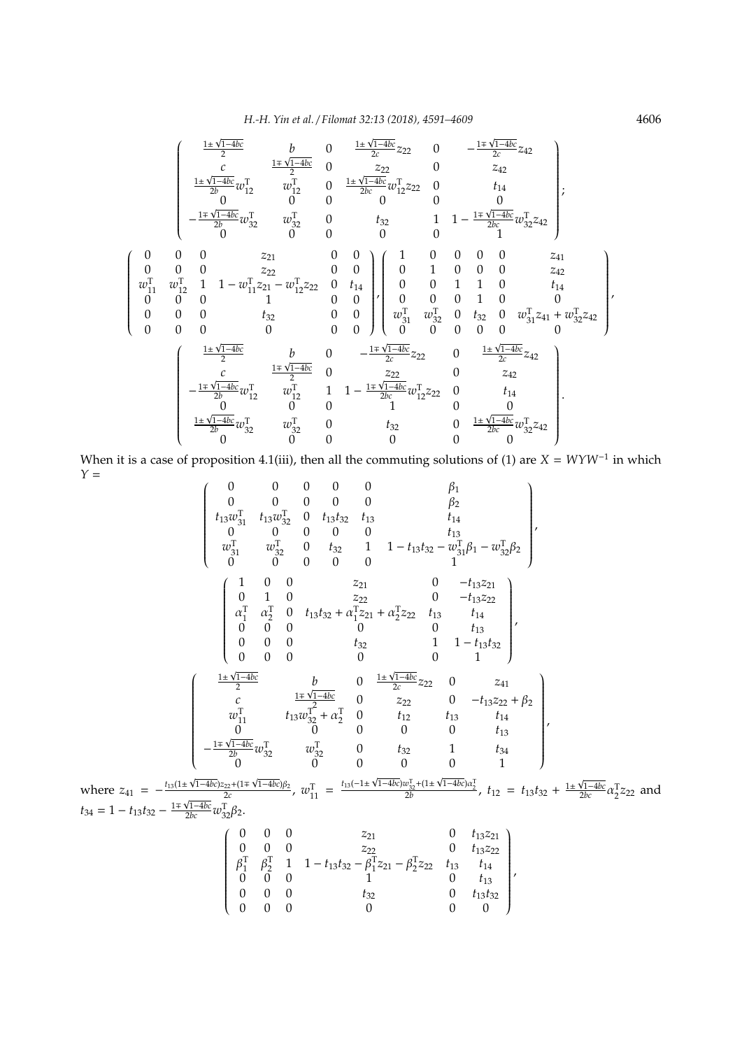$$\left(\begin{array}{cccccc} \frac{1\pm\sqrt{1-4bc}}{2} & b & 0 & \frac{1\pm\sqrt{1-4bc}}{2c}z_{22} & 0 & -\frac{1\mp\sqrt{1-4bc}}{2c}z_{42} \\ c & \frac{1\mp\sqrt{1-4bc}}{2} & 0 & z_{22} & 0 & z_{42} \\ \frac{1\pm\sqrt{1-4bc}}{2b}w_{12}^{\mathrm{T}} & w_{12}^{\mathrm{T}} & 0 & \frac{1\pm\sqrt{1-4bc}}{2bc}w_{12}^{\mathrm{T}}z_{22} & 0 & t_{14} \\ 0 & 0 & 0 & 0 & 0 & 0 \\ -\frac{1\mp\sqrt{1-4bc}}{2b}w_{32}^{\mathrm{T}} & w_{32}^{\mathrm{T}} & 0 & t_{32} & 1 & 1-\frac{1\mp\sqrt{1-4bc}}{2bc}w_{32}^{\mathrm{T}}z_{42} \\ 0 & 0 & 0 & 0 & 0 & 1 \end{array}\right);$$

$$\left(\begin{array}{cccccc} 0 & 0 & 0 & z_{21} & 0 & 0 \\ 0 & 0 & 0 & z_{22} & 0 & 0 \\ w_{11}^{\mathrm{T}} & w_{12}^{\mathrm{T}} & 1 & 1-w_{11}^{\mathrm{T}}z_{21}-w_{12}^{\mathrm{T}}z_{22} & 0 & t_{14} \\ 0 & 0 & 0 & 1 & 0 & 0 \\ 0 & 0 & 0 & t_{32} & 0 & 0 \\ 0 & 0 & 0 & 0 & 0 & 0 \end{array}\right), \left(\begin{array}{cccccc} 1 & 0 & 0 & 0 & 0 & z_{41} \\ 0 & 1 & 0 & 0 & 0 & z_{42} \\ 0 & 0 & 1 & 1 & 0 & t_{14} \\ 0 & 0 & 0 & 1 & 0 & 0 \\ w_{31}^{\mathrm{T}} & w_{32}^{\mathrm{T}} & 0 & t_{32} & 0 & w_{31}^{\mathrm{T}}z_{41}+w_{32}^{\mathrm{T}}z_{42} \\ 0 & 0 & 0 & 0 & 0 & 0 \end{array}\right),$$

$$\left(\begin{array}{cccccc} \frac{1\pm\sqrt{1-4bc}}{2} & b & 0 & -\frac{1\mp\sqrt{1-4bc}}{2c}z_{22} & 0 & \frac{1\pm\sqrt{1-4bc}}{2c}z_{42} \\ c & \frac{1\mp\sqrt{1-4bc}}{2} & 0 & z_{22} & 0 & z_{42} \\ -\frac{1\mp\sqrt{1-4bc}}{2b}w_{12}^{\mathrm{T}} & w_{12}^{\mathrm{T}} & 1 & 1-\frac{1\mp\sqrt{1-4bc}}{2bc}w_{12}^{\mathrm{T}}z_{22} & 0 & t_{14} \\ 0 & 0 & 0 & 1 & 0 & 0 \\ \frac{1\pm\sqrt{1-4bc}}{2b}w_{32}^{\mathrm{T}} & w_{32}^{\mathrm{T}} & 0 & t_{32} & 0 & \frac{1\pm\sqrt{1-4bc}}{2bc}w_{32}^{\mathrm{T}}z_{42} \\ 0 & 0 & 0 & 0 & 0 & 0 \end{array}\right).$$

When it is a case of proposition 4.1(iii), then all the commuting solutions of (1) are $X = WYW^{-1}$ in which $Y =$

$$\left(\begin{array}{cccccc} 0 & 0 & 0 & 0 & 0 & \beta_1 \\ 0 & 0 & 0 & 0 & 0 & \beta_2 \\ t_{13}w_{31}^{\mathrm{T}} & t_{13}w_{32}^{\mathrm{T}} & 0 & t_{13}t_{32} & t_{13} & t_{14} \\ 0 & 0 & 0 & 0 & 0 & t_{13} \\ w_{31}^{\mathrm{T}} & w_{32}^{\mathrm{T}} & 0 & t_{32} & 1 & 1-t_{13}t_{32}-w_{31}^{\mathrm{T}}\beta_1-w_{32}^{\mathrm{T}}\beta_2 \\ 0 & 0 & 0 & 0 & 0 & 1 \end{array}\right),$$

$$\left(\begin{array}{cccccc} 1 & 0 & 0 & z_{21} & 0 & -t_{13}z_{21} \\ 0 & 1 & 0 & z_{22} & 0 & -t_{13}z_{22} \\ \alpha_1^{\mathrm{T}} & \alpha_2^{\mathrm{T}} & 0 & t_{13}t_{32}+\alpha_1^{\mathrm{T}}z_{21}+\alpha_2^{\mathrm{T}}z_{22} & t_{13} & t_{14} \\ 0 & 0 & 0 & 0 & 0 & t_{13} \\ 0 & 0 & 0 & t_{32} & 1 & 1-t_{13}t_{32} \\ 0 & 0 & 0 & 0 & 0 & 1 \end{array}\right),$$

$$\left(\begin{array}{cccccc} \frac{1\pm\sqrt{1-4bc}}{2} & b & 0 & \frac{1\pm\sqrt{1-4bc}}{2c}z_{22} & 0 & z_{41} \\ c & \frac{1\mp\sqrt{1-4bc}}{2} & 0 & z_{22} & 0 & -t_{13}z_{22}+\beta_2 \\ w_{11}^{\mathrm{T}} & t_{13}w_{32}^{\mathrm{T}}+\alpha_2^{\mathrm{T}} & 0 & t_{12} & t_{13} & t_{14} \\ 0 & 0 & 0 & 0 & 0 & t_{13} \\ -\frac{1\mp\sqrt{1-4bc}}{2b}w_{32}^{\mathrm{T}} & w_{32}^{\mathrm{T}} & 0 & t_{32} & 1 & t_{34} \\ 0 & 0 & 0 & 0 & 0 & 1 \end{array}\right),$$

where $z_{41} = -\frac{t_{13}(1\pm\sqrt{1-4bc})z_{22}+(1\mp\sqrt{1-4bc})\beta_2}{2c}$, $w_{11}^{\mathrm{T}} = \frac{t_{13}(-1\pm\sqrt{1-4bc})w_{32}^{\mathrm{T}}+(1\pm\sqrt{1-4bc})\alpha_2^{\mathrm{T}}}{2b}$, $t_{12} = t_{13}t_{32} + \frac{1\pm\sqrt{1-4bc}}{2bc}\alpha_2^{\mathrm{T}}z_{22}$ and $t_{34} = 1 - t_{13}t_{32} - \frac{1\mp\sqrt{1-4bc}}{2bc}w_{32}^{\mathrm{T}}\beta_2$.

$$\left(\begin{array}{cccccc} 0 & 0 & 0 & z_{21} & 0 & t_{13}z_{21} \\ 0 & 0 & 0 & z_{22} & 0 & t_{13}z_{22} \\ \beta_1^{\mathrm{T}} & \beta_2^{\mathrm{T}} & 1 & 1-t_{13}t_{32}-\beta_1^{\mathrm{T}}z_{21}-\beta_2^{\mathrm{T}}z_{22} & t_{13} & t_{14} \\ 0 & 0 & 0 & 1 & 0 & t_{13} \\ 0 & 0 & 0 & t_{32} & 0 & t_{13}t_{32} \\ 0 & 0 & 0 & 0 & 0 & 0 \end{array}\right),$$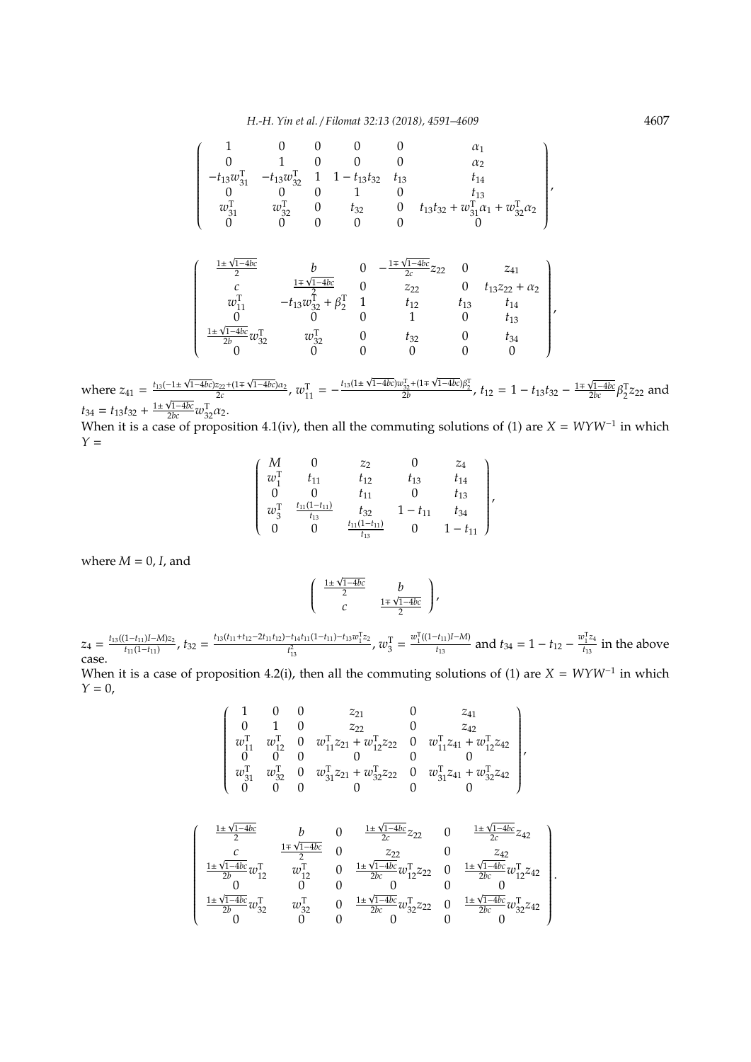$$
\left(\begin{array}{cccccc}
1 & 0 & 0 & 0 & 0 & \alpha_1 \\
0 & 1 & 0 & 0 & 0 & \alpha_2 \\
-t_{13}w_{31}^{\mathrm{T}} & -t_{13}w_{32}^{\mathrm{T}} & 1 & 1-t_{13}t_{32} & t_{13} & t_{14} \\
0 & 0 & 0 & 1 & 0 & t_{13} \\
w_{31}^{\mathrm{T}} & w_{32}^{\mathrm{T}} & 0 & t_{32} & 0 & t_{13}t_{32}+w_{31}^{\mathrm{T}}\alpha_1+w_{32}^{\mathrm{T}}\alpha_2 \\
0 & 0 & 0 & 0 & 0 & 0
\end{array}\right),
$$

$$
\left(\begin{array}{cccccc}
\frac{1\pm\sqrt{1-4bc}}{2} & b & 0 & -\frac{1\mp\sqrt{1-4bc}}{2c}z_{22} & 0 & z_{41} \\
c & \frac{1\mp\sqrt{1-4bc}}{2} & 0 & z_{22} & 0 & t_{13}z_{22}+\alpha_2 \\
w_{11}^{\mathrm{T}} & -t_{13}w_{32}^{\mathrm{T}}+\beta_2^{\mathrm{T}} & 1 & t_{12} & t_{13} & t_{14} \\
0 & 0 & 0 & 1 & 0 & t_{13} \\
\frac{1\pm\sqrt{1-4bc}}{2b}w_{32}^{\mathrm{T}} & w_{32}^{\mathrm{T}} & 0 & t_{32} & 0 & t_{34} \\
0 & 0 & 0 & 0 & 0 & 0
\end{array}\right),
$$

where $z_{41}=\frac{t_{13}(-1\pm\sqrt{1-4bc})z_{22}+(1\mp\sqrt{1-4bc})\alpha_2}{2c}$, $w_{11}^{\mathrm{T}}=-\frac{t_{13}(1\pm\sqrt{1-4bc})w_{32}^{\mathrm{T}}+(1\mp\sqrt{1-4bc})\beta_2^{\mathrm{T}}}{2b}$, $t_{12}=1-t_{13}t_{32}-\frac{1\mp\sqrt{1-4bc}}{2bc}\beta_2^{\mathrm{T}}z_{22}$ and $t_{34}=t_{13}t_{32}+\frac{1\pm\sqrt{1-4bc}}{2bc}w_{32}^{\mathrm{T}}\alpha_2$.

When it is a case of proposition 4.1(iv), then all the commuting solutions of (1) are $X=WYW^{-1}$ in which $Y=$

$$
\left(\begin{array}{ccccc}
M & 0 & z_2 & 0 & z_4 \\
w_1^{\mathrm{T}} & t_{11} & t_{12} & t_{13} & t_{14} \\
0 & 0 & t_{11} & 0 & t_{13} \\
w_3^{\mathrm{T}} & \frac{t_{11}(1-t_{11})}{t_{13}} & t_{32} & 1-t_{11} & t_{34} \\
0 & 0 & \frac{t_{11}(1-t_{11})}{t_{13}} & 0 & 1-t_{11}
\end{array}\right),
$$

where $M=0,I$, and

$$
\left(\begin{array}{cc}
\frac{1\pm\sqrt{1-4bc}}{2} & b \\
c & \frac{1\mp\sqrt{1-4bc}}{2}
\end{array}\right),
$$

$z_4=\frac{t_{13}((1-t_{11})I-M)z_2}{t_{11}(1-t_{11})}$, $t_{32}=\frac{t_{13}(t_{11}+t_{12}-2t_{11}t_{12})-t_{14}t_{11}(1-t_{11})-t_{13}w_1^{\mathrm{T}}z_2}{t_{13}^2}$, $w_3^{\mathrm{T}}=\frac{w_1^{\mathrm{T}}((1-t_{11})I-M)}{t_{13}}$ and $t_{34}=1-t_{12}-\frac{w_1^{\mathrm{T}}z_4}{t_{13}}$ in the above case.

When it is a case of proposition 4.2(i), then all the commuting solutions of (1) are $X=WYW^{-1}$ in which $Y=0$,

$$
\left(\begin{array}{cccccc}
1 & 0 & 0 & z_{21} & 0 & z_{41} \\
0 & 1 & 0 & z_{22} & 0 & z_{42} \\
w_{11}^{\mathrm{T}} & w_{12}^{\mathrm{T}} & 0 & w_{11}^{\mathrm{T}}z_{21}+w_{12}^{\mathrm{T}}z_{22} & 0 & w_{11}^{\mathrm{T}}z_{41}+w_{12}^{\mathrm{T}}z_{42} \\
0 & 0 & 0 & 0 & 0 & 0 \\
w_{31}^{\mathrm{T}} & w_{32}^{\mathrm{T}} & 0 & w_{31}^{\mathrm{T}}z_{21}+w_{32}^{\mathrm{T}}z_{22} & 0 & w_{31}^{\mathrm{T}}z_{41}+w_{32}^{\mathrm{T}}z_{42} \\
0 & 0 & 0 & 0 & 0 & 0
\end{array}\right),
$$

$$
\left(\begin{array}{cccccc}
\frac{1\pm\sqrt{1-4bc}}{2} & b & 0 & \frac{1\pm\sqrt{1-4bc}}{2c}z_{22} & 0 & \frac{1\pm\sqrt{1-4bc}}{2c}z_{42} \\
c & \frac{1\mp\sqrt{1-4bc}}{2} & 0 & z_{22} & 0 & z_{42} \\
\frac{1\pm\sqrt{1-4bc}}{2b}w_{12}^{\mathrm{T}} & w_{12}^{\mathrm{T}} & 0 & \frac{1\pm\sqrt{1-4bc}}{2bc}w_{12}^{\mathrm{T}}z_{22} & 0 & \frac{1\pm\sqrt{1-4bc}}{2bc}w_{12}^{\mathrm{T}}z_{42} \\
0 & 0 & 0 & 0 & 0 & 0 \\
\frac{1\pm\sqrt{1-4bc}}{2b}w_{32}^{\mathrm{T}} & w_{32}^{\mathrm{T}} & 0 & \frac{1\pm\sqrt{1-4bc}}{2bc}w_{32}^{\mathrm{T}}z_{22} & 0 & \frac{1\pm\sqrt{1-4bc}}{2bc}w_{32}^{\mathrm{T}}z_{42} \\
0 & 0 & 0 & 0 & 0 & 0
\end{array}\right).
$$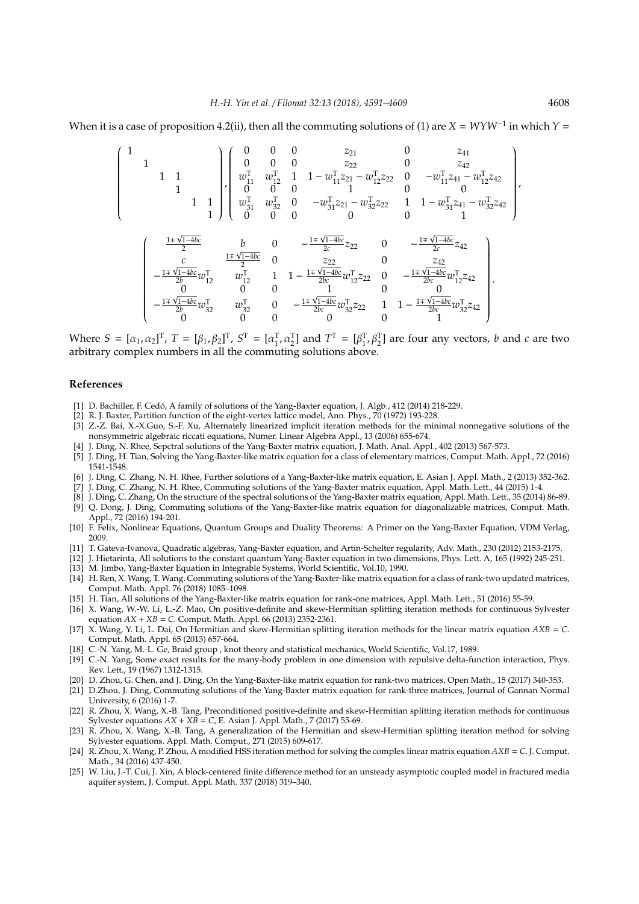When it is a case of proposition 4.2(ii), then all the commuting solutions of (1) are $X = WYW^{-1}$ in which $Y =$

$$
\left(\begin{array}{cccccc}
1 & & & & & \\
 & 1 & & & & \\
 & & 1 & 1 & & \\
 & & & 1 & & \\
 & & & & 1 & 1 \\
 & & & & & 1
\end{array}\right), \left(\begin{array}{cccccc}
0 & 0 & 0 & z_{21} & 0 & z_{41} \\
0 & 0 & 0 & z_{22} & 0 & z_{42} \\
w_{11}^{\mathrm{T}} & w_{12}^{\mathrm{T}} & 1 & 1 - w_{11}^{\mathrm{T}} z_{21} - w_{12}^{\mathrm{T}} z_{22} & 0 & -w_{11}^{\mathrm{T}} z_{41} - w_{12}^{\mathrm{T}} z_{42} \\
0 & 0 & 0 & 1 & 0 & 0 \\
w_{31}^{\mathrm{T}} & w_{32}^{\mathrm{T}} & 0 & -w_{31}^{\mathrm{T}} z_{21} - w_{32}^{\mathrm{T}} z_{22} & 1 & 1 - w_{31}^{\mathrm{T}} z_{41} - w_{32}^{\mathrm{T}} z_{42} \\
0 & 0 & 0 & 0 & 0 & 1
\end{array}\right),
$$

$$
\left(\begin{array}{cccccc}
\frac{1 \pm \sqrt{1-4bc}}{2} & b & 0 & -\frac{1 \mp \sqrt{1-4bc}}{2c} z_{22} & 0 & -\frac{1 \mp \sqrt{1-4bc}}{2c} z_{42} \\
c & \frac{1 \mp \sqrt{1-4bc}}{2} & 0 & z_{22} & 0 & z_{42} \\
-\frac{1 \mp \sqrt{1-4bc}}{2b} w_{12}^{\mathrm{T}} & w_{12}^{\mathrm{T}} & 1 & 1 - \frac{1 \mp \sqrt{1-4bc}}{2bc} w_{12}^{\mathrm{T}} z_{22} & 0 & -\frac{1 \mp \sqrt{1-4bc}}{2bc} w_{12}^{\mathrm{T}} z_{42} \\
0 & 0 & 0 & 1 & 0 & 0 \\
-\frac{1 \mp \sqrt{1-4bc}}{2b} w_{32}^{\mathrm{T}} & w_{32}^{\mathrm{T}} & 0 & -\frac{1 \mp \sqrt{1-4bc}}{2bc} w_{32}^{\mathrm{T}} z_{22} & 1 & 1 - \frac{1 \mp \sqrt{1-4bc}}{2bc} w_{32}^{\mathrm{T}} z_{42} \\
0 & 0 & 0 & 0 & 0 & 1
\end{array}\right).
$$

Where $S = [\alpha_1, \alpha_2]^{\mathrm{T}}$, $T = [\beta_1, \beta_2]^{\mathrm{T}}$, $S^{\mathrm{T}} = [\alpha_1^{\mathrm{T}}, \alpha_2^{\mathrm{T}}]$ and $T^{\mathrm{T}} = [\beta_1^{\mathrm{T}}, \beta_2^{\mathrm{T}}]$ are four any vectors, $b$ and $c$ are two arbitrary complex numbers in all the commuting solutions above.

## References

[1] D. Bachiller, F. Cedó, A family of solutions of the Yang-Baxter equation, J. Algb., 412 (2014) 218-229.

[2] R. J. Baxter, Partition function of the eight-vertex lattice model, Ann. Phys., 70 (1972) 193-228.

[3] Z.-Z. Bai, X.-X.Guo, S.-F. Xu, Alternately linearized implicit iteration methods for the minimal nonnegative solutions of the nonsymmetric algebraic riccati equations, Numer. Linear Algebra Appl., 13 (2006) 655-674.

[4] J. Ding, N. Rhee, Sepctral solutions of the Yang-Baxter matrix equation, J. Math. Anal. Appl., 402 (2013) 567-573.

[5] J. Ding, H. Tian, Solving the Yang-Baxter-like matrix equation for a class of elementary matrices, Comput. Math. Appl., 72 (2016) 1541-1548.

[6] J. Ding, C. Zhang, N. H. Rhee, Further solutions of a Yang-Baxter-like matrix equation, E. Asian J. Appl. Math., 2 (2013) 352-362.

[7] J. Ding, C. Zhang, N. H. Rhee, Commuting solutions of the Yang-Baxter matrix equation, Appl. Math. Lett., 44 (2015) 1-4.

[8] J. Ding, C. Zhang, On the structure of the spectral solutions of the Yang-Baxter matrix equation, Appl. Math. Lett., 35 (2014) 86-89.

[9] Q. Dong, J. Ding, Commuting solutions of the Yang-Baxter-like matrix equation for diagonalizable matrices, Comput. Math. Appl., 72 (2016) 194-201.

[10] F. Felix, Nonlinear Equations, Quantum Groups and Duality Theorems: A Primer on the Yang-Baxter Equation, VDM Verlag, 2009.

[11] T. Gateva-Ivanova, Quadratic algebras, Yang-Baxter equation, and Artin-Schelter regularity, Adv. Math., 230 (2012) 2153-2175.

[12] J. Hietarinta, All solutions to the constant quantum Yang-Baxter equation in two dimensions, Phys. Lett. A, 165 (1992) 245-251.

[13] M. Jimbo, Yang-Baxter Equation in Integrable Systems, World Scientific, Vol.10, 1990.

[14] H. Ren, X. Wang, T. Wang. Commuting solutions of the Yang-Baxter-like matrix equation for a class of rank-two updated matrices, Comput. Math. Appl. 76 (2018) 1085–1098.

[15] H. Tian, All solutions of the Yang-Baxter-like matrix equation for rank-one matrices, Appl. Math. Lett., 51 (2016) 55-59.

[16] X. Wang, W.-W. Li, L.-Z. Mao, On positive-definite and skew-Hermitian splitting iteration methods for continuous Sylvester equation $AX + XB = C$. Comput. Math. Appl. 66 (2013) 2352-2361.

[17] X. Wang, Y. Li, L. Dai, On Hermitian and skew-Hermitian splitting iteration methods for the linear matrix equation $AXB = C$. Comput. Math. Appl. 65 (2013) 657-664.

[18] C.-N. Yang, M.-L. Ge, Braid group , knot theory and statistical mechanics, World Scientific, Vol.17, 1989.

[19] C.-N. Yang, Some exact results for the many-body problem in one dimension with repulsive delta-function interaction, Phys. Rev. Lett., 19 (1967) 1312-1315.

[20] D. Zhou, G. Chen, and J. Ding, On the Yang-Baxter-like matrix equation for rank-two matrices, Open Math., 15 (2017) 340-353.

[21] D.Zhou, J. Ding, Commuting solutions of the Yang-Baxter matrix equation for rank-three matrices, Journal of Gannan Normal University, 6 (2016) 1-7.

[22] R. Zhou, X. Wang, X.-B. Tang, Preconditioned positive-definite and skew-Hermitian splitting iteration methods for continuous Sylvester equations $AX + XB = C$, E. Asian J. Appl. Math., 7 (2017) 55-69.

[23] R. Zhou, X. Wang, X.-B. Tang, A generalization of the Hermitian and skew-Hermitian splitting iteration method for solving Sylvester equations. Appl. Math. Comput., 271 (2015) 609-617.

[24] R. Zhou, X. Wang, P. Zhou, A modified HSS iteration method for solving the complex linear matrix equation $AXB = C$. J. Comput. Math., 34 (2016) 437-450.

[25] W. Liu, J.-T. Cui, J. Xin, A block-centered finite difference method for an unsteady asymptotic coupled model in fractured media aquifer system, J. Comput. Appl. Math. 337 (2018) 319–340.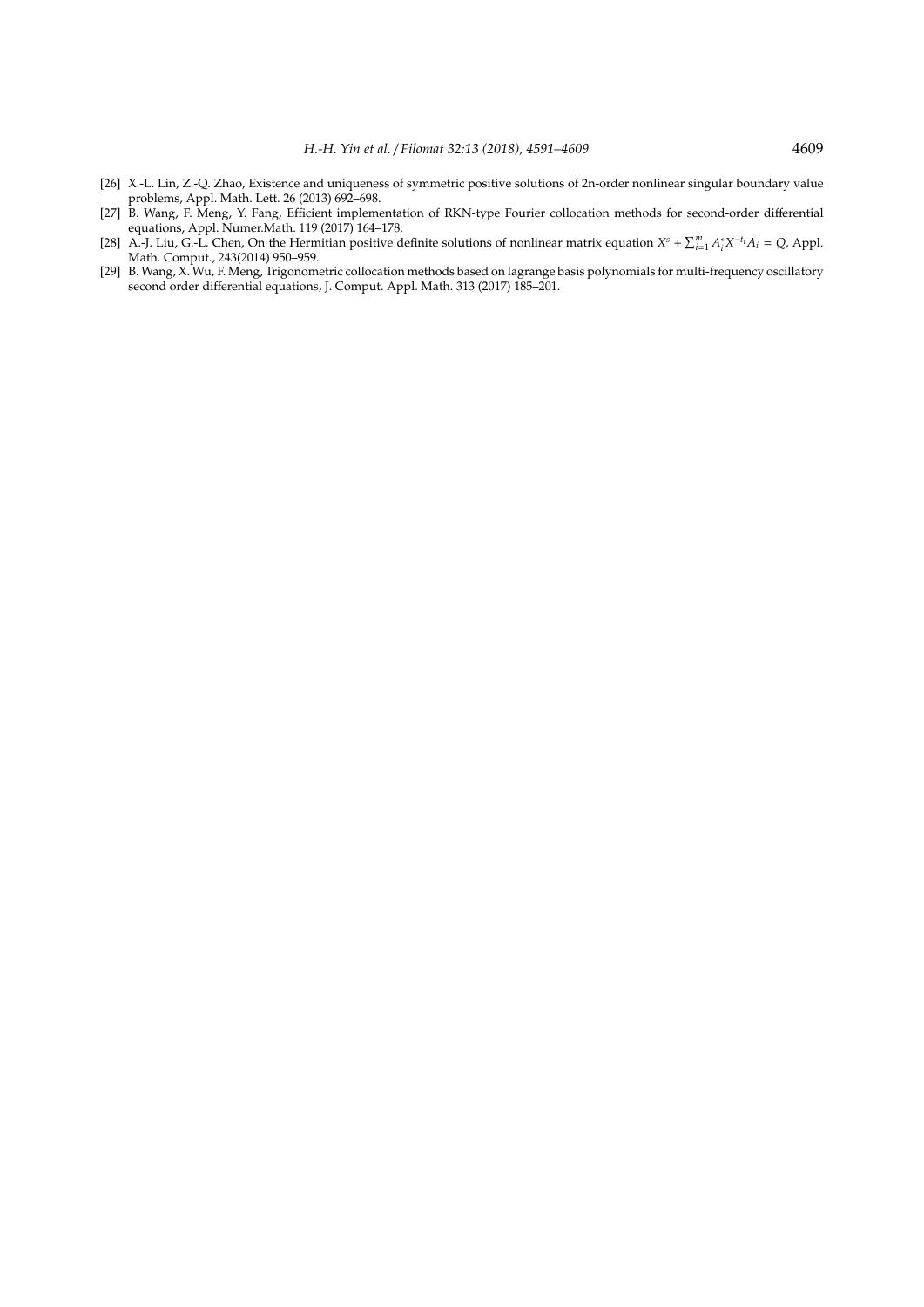[26] X.-L. Lin, Z.-Q. Zhao, Existence and uniqueness of symmetric positive solutions of 2n-order nonlinear singular boundary value problems, Appl. Math. Lett. 26 (2013) 692–698.

[27] B. Wang, F. Meng, Y. Fang, Efficient implementation of RKN-type Fourier collocation methods for second-order differential equations, Appl. Numer.Math. 119 (2017) 164–178.

[28] A.-J. Liu, G.-L. Chen, On the Hermitian positive definite solutions of nonlinear matrix equation $X^s + \sum_{i=1}^{m} A_i^* X^{-t_i} A_i = Q$, Appl. Math. Comput., 243(2014) 950–959.

[29] B. Wang, X. Wu, F. Meng, Trigonometric collocation methods based on lagrange basis polynomials for multi-frequency oscillatory second order differential equations, J. Comput. Appl. Math. 313 (2017) 185–201.